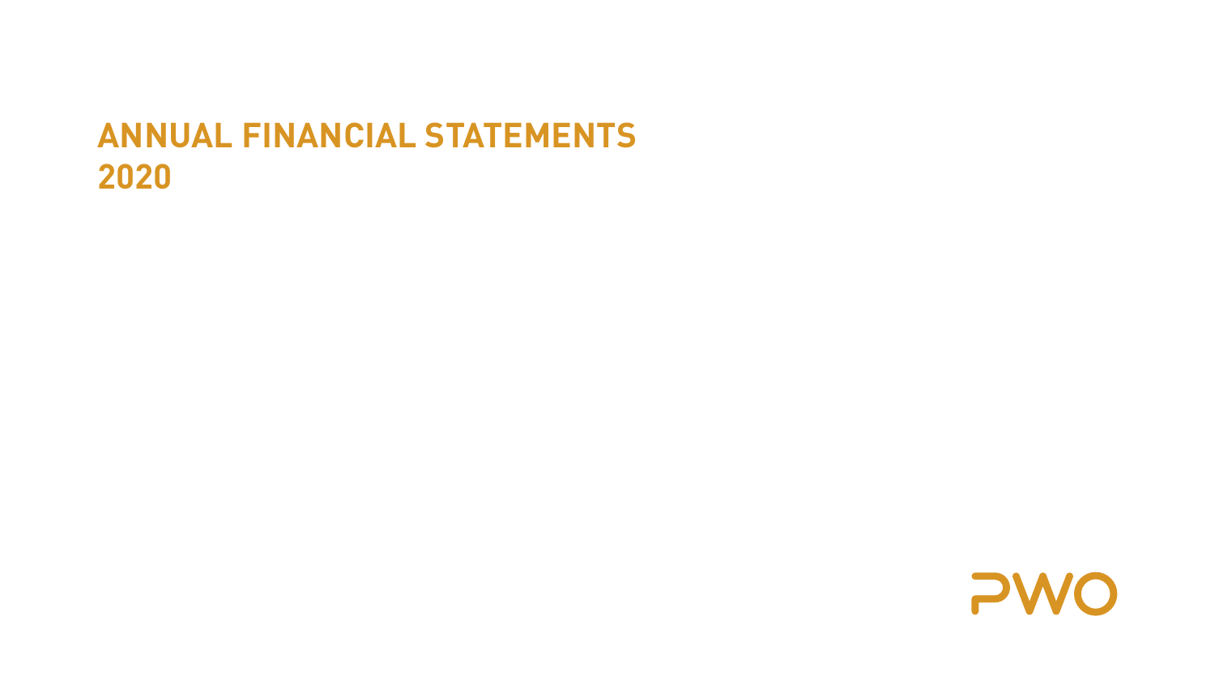# ANNUAL FINANCIAL STATEMENTS 2020

PWO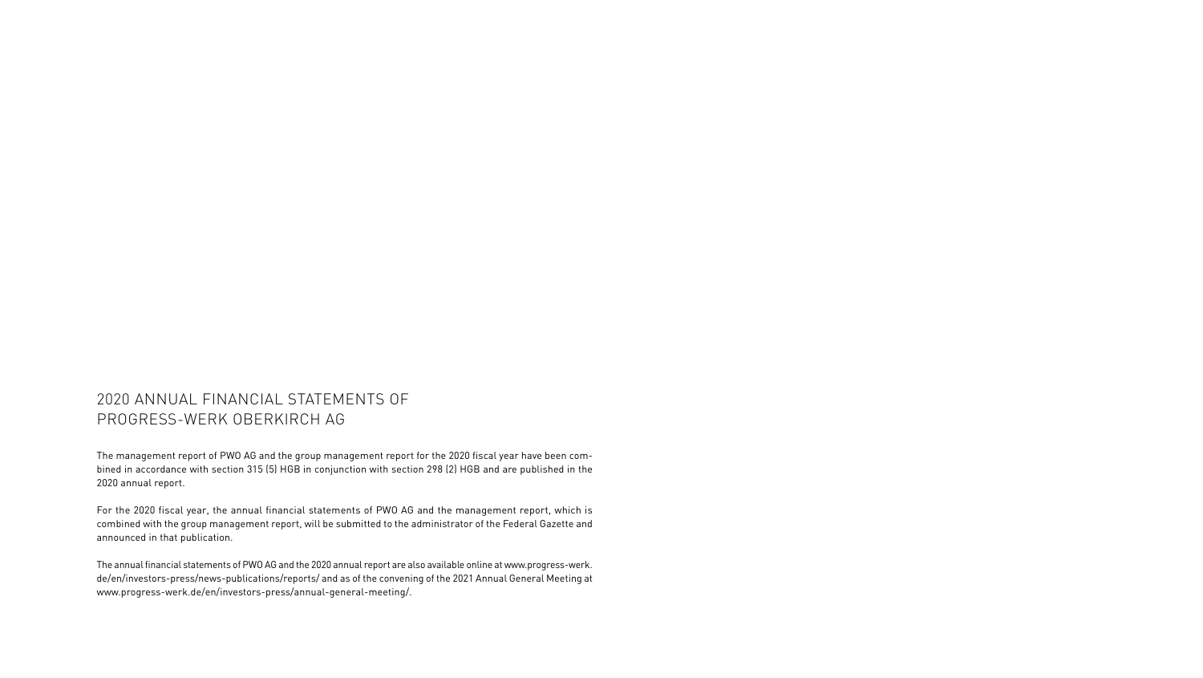# 2020 ANNUAL FINANCIAL STATEMENTS OF PROGRESS-WERK OBERKIRCH AG

The management report of PWO AG and the group management report for the 2020 fiscal year have been combined in accordance with section 315 (5) HGB in conjunction with section 298 (2) HGB and are published in the 2020 annual report.

For the 2020 fiscal year, the annual financial statements of PWO AG and the management report, which is combined with the group management report, will be submitted to the administrator of the Federal Gazette and announced in that publication.

The annual financial statements of PWO AG and the 2020 annual report are also available online at www.progress-werk.de/en/investors-press/news-publications/reports/ and as of the convening of the 2021 Annual General Meeting at www.progress-werk.de/en/investors-press/annual-general-meeting/.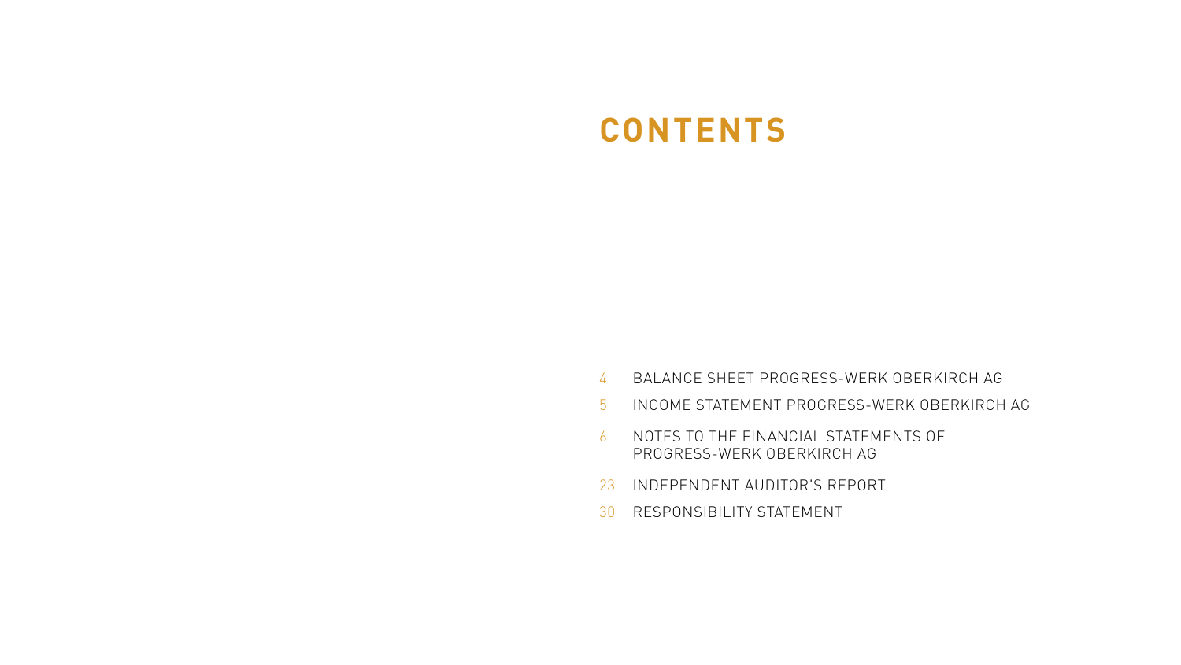# CONTENTS

| | |
|---|---|
| 4 | BALANCE SHEET PROGRESS-WERK OBERKIRCH AG |
| 5 | INCOME STATEMENT PROGRESS-WERK OBERKIRCH AG |
| 6 | NOTES TO THE FINANCIAL STATEMENTS OF PROGRESS-WERK OBERKIRCH AG |
| 23 | INDEPENDENT AUDITOR'S REPORT |
| 30 | RESPONSIBILITY STATEMENT |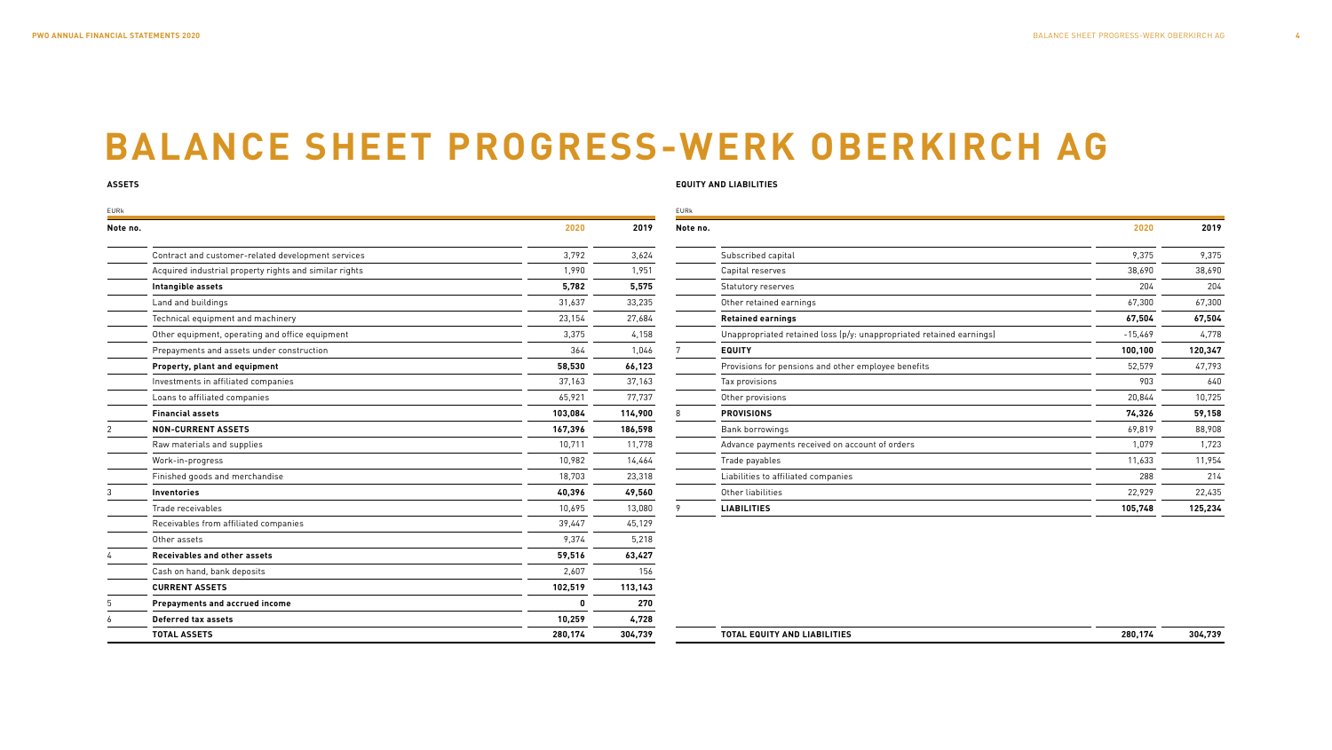# BALANCE SHEET PROGRESS-WERK OBERKIRCH AG

**ASSETS**

| Note no. | EURk | 2020 | 2019 |
|---|---|---|---|
| | Contract and customer-related development services | 3,792 | 3,624 |
| | Acquired industrial property rights and similar rights | 1,990 | 1,951 |
| | **Intangible assets** | **5,782** | **5,575** |
| | Land and buildings | 31,637 | 33,235 |
| | Technical equipment and machinery | 23,154 | 27,684 |
| | Other equipment, operating and office equipment | 3,375 | 4,158 |
| | Prepayments and assets under construction | 364 | 1,046 |
| | **Property, plant and equipment** | **58,530** | **66,123** |
| | Investments in affiliated companies | 37,163 | 37,163 |
| | Loans to affiliated companies | 65,921 | 77,737 |
| | **Financial assets** | **103,084** | **114,900** |
| 2 | **NON-CURRENT ASSETS** | **167,396** | **186,598** |
| | Raw materials and supplies | 10,711 | 11,778 |
| | Work-in-progress | 10,982 | 14,464 |
| | Finished goods and merchandise | 18,703 | 23,318 |
| 3 | **Inventories** | **40,396** | **49,560** |
| | Trade receivables | 10,695 | 13,080 |
| | Receivables from affiliated companies | 39,447 | 45,129 |
| | Other assets | 9,374 | 5,218 |
| 4 | **Receivables and other assets** | **59,516** | **63,427** |
| | Cash on hand, bank deposits | 2,607 | 156 |
| | **CURRENT ASSETS** | **102,519** | **113,143** |
| 5 | **Prepayments and accrued income** | **0** | **270** |
| 6 | **Deferred tax assets** | **10,259** | **4,728** |
| | **TOTAL ASSETS** | **280,174** | **304,739** |

**EQUITY AND LIABILITIES**

| Note no. | EURk | 2020 | 2019 |
|---|---|---|---|
| | Subscribed capital | 9,375 | 9,375 |
| | Capital reserves | 38,690 | 38,690 |
| | Statutory reserves | 204 | 204 |
| | Other retained earnings | 67,300 | 67,300 |
| | **Retained earnings** | **67,504** | **67,504** |
| | Unappropriated retained loss (p/y: unappropriated retained earnings) | -15,469 | 4,778 |
| 7 | **EQUITY** | **100,100** | **120,347** |
| | Provisions for pensions and other employee benefits | 52,579 | 47,793 |
| | Tax provisions | 903 | 640 |
| | Other provisions | 20,844 | 10,725 |
| 8 | **PROVISIONS** | **74,326** | **59,158** |
| | Bank borrowings | 69,819 | 88,908 |
| | Advance payments received on account of orders | 1,079 | 1,723 |
| | Trade payables | 11,633 | 11,954 |
| | Liabilities to affiliated companies | 288 | 214 |
| | Other liabilities | 22,929 | 22,435 |
| 9 | **LIABILITIES** | **105,748** | **125,234** |
| | **TOTAL EQUITY AND LIABILITIES** | **280,174** | **304,739** |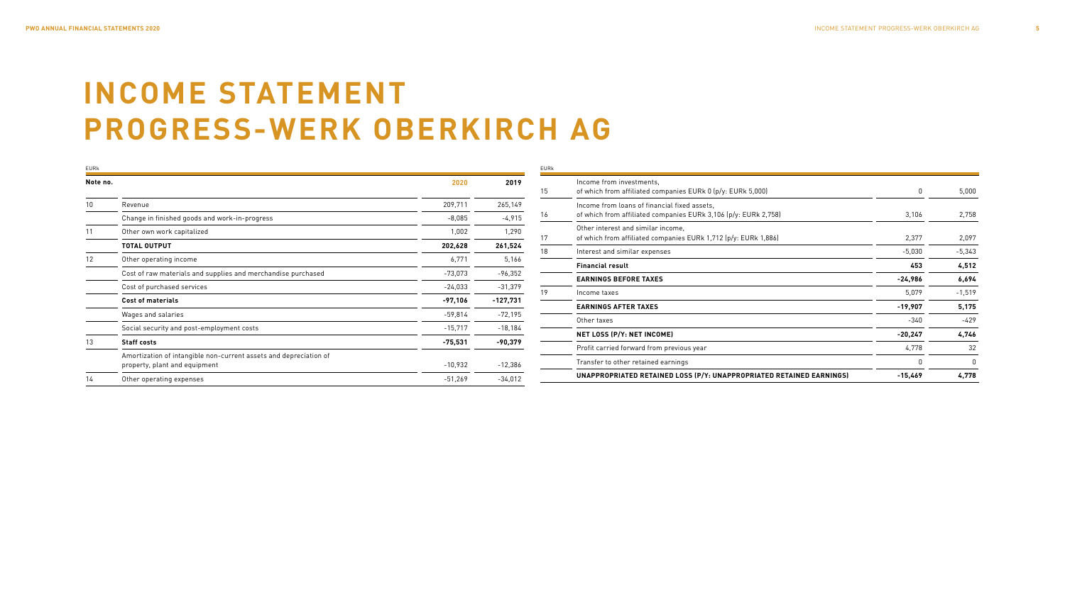# INCOME STATEMENT PROGRESS-WERK OBERKIRCH AG

EURk

| Note no. | | 2020 | 2019 |
|---|---|---|---|
| 10 | Revenue | 209,711 | 265,149 |
| | Change in finished goods and work-in-progress | -8,085 | -4,915 |
| 11 | Other own work capitalized | 1,002 | 1,290 |
| | **TOTAL OUTPUT** | **202,628** | **261,524** |
| 12 | Other operating income | 6,771 | 5,166 |
| | Cost of raw materials and supplies and merchandise purchased | -73,073 | -96,352 |
| | Cost of purchased services | -24,033 | -31,379 |
| | **Cost of materials** | **-97,106** | **-127,731** |
| | Wages and salaries | -59,814 | -72,195 |
| | Social security and post-employment costs | -15,717 | -18,184 |
| 13 | **Staff costs** | **-75,531** | **-90,379** |
| | Amortization of intangible non-current assets and depreciation of property, plant and equipment | -10,932 | -12,386 |
| 14 | Other operating expenses | -51,269 | -34,012 |

EURk

| Note no. | | 2020 | 2019 |
|---|---|---|---|
| 15 | Income from investments, of which from affiliated companies EURk 0 (p/y: EURk 5,000) | 0 | 5,000 |
| 16 | Income from loans of financial fixed assets, of which from affiliated companies EURk 3,106 (p/y: EURk 2,758) | 3,106 | 2,758 |
| 17 | Other interest and similar income, of which from affiliated companies EURk 1,712 (p/y: EURk 1,886) | 2,377 | 2,097 |
| 18 | Interest and similar expenses | -5,030 | -5,343 |
| | **Financial result** | **453** | **4,512** |
| | **EARNINGS BEFORE TAXES** | **-24,986** | **6,694** |
| 19 | Income taxes | 5,079 | -1,519 |
| | **EARNINGS AFTER TAXES** | **-19,907** | **5,175** |
| | Other taxes | -340 | -429 |
| | **NET LOSS (P/Y: NET INCOME)** | **-20,247** | **4,746** |
| | Profit carried forward from previous year | 4,778 | 32 |
| | Transfer to other retained earnings | 0 | 0 |
| | **UNAPPROPRIATED RETAINED LOSS (P/Y: UNAPPROPRIATED RETAINED EARNINGS)** | **-15,469** | **4,778** |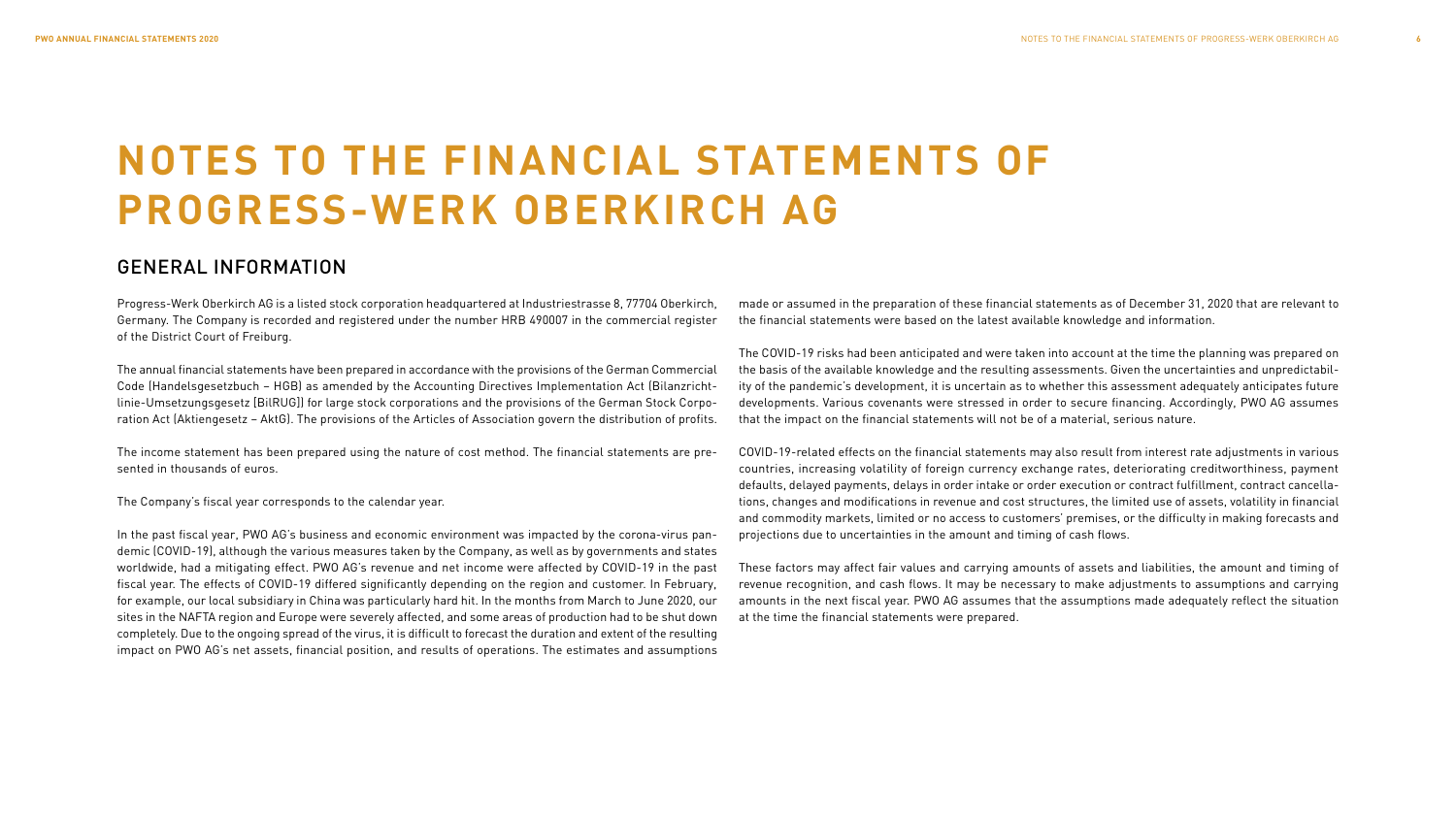# NOTES TO THE FINANCIAL STATEMENTS OF PROGRESS-WERK OBERKIRCH AG

## GENERAL INFORMATION

Progress-Werk Oberkirch AG is a listed stock corporation headquartered at Industriestrasse 8, 77704 Oberkirch, Germany. The Company is recorded and registered under the number HRB 490007 in the commercial register of the District Court of Freiburg.

The annual financial statements have been prepared in accordance with the provisions of the German Commercial Code (Handelsgesetzbuch – HGB) as amended by the Accounting Directives Implementation Act (Bilanzrichtlinie-Umsetzungsgesetz [BilRUG]) for large stock corporations and the provisions of the German Stock Corporation Act (Aktiengesetz – AktG). The provisions of the Articles of Association govern the distribution of profits.

The income statement has been prepared using the nature of cost method. The financial statements are presented in thousands of euros.

The Company's fiscal year corresponds to the calendar year.

In the past fiscal year, PWO AG's business and economic environment was impacted by the corona-virus pandemic (COVID-19), although the various measures taken by the Company, as well as by governments and states worldwide, had a mitigating effect. PWO AG's revenue and net income were affected by COVID-19 in the past fiscal year. The effects of COVID-19 differed significantly depending on the region and customer. In February, for example, our local subsidiary in China was particularly hard hit. In the months from March to June 2020, our sites in the NAFTA region and Europe were severely affected, and some areas of production had to be shut down completely. Due to the ongoing spread of the virus, it is difficult to forecast the duration and extent of the resulting impact on PWO AG's net assets, financial position, and results of operations. The estimates and assumptions made or assumed in the preparation of these financial statements as of December 31, 2020 that are relevant to the financial statements were based on the latest available knowledge and information.

The COVID-19 risks had been anticipated and were taken into account at the time the planning was prepared on the basis of the available knowledge and the resulting assessments. Given the uncertainties and unpredictability of the pandemic's development, it is uncertain as to whether this assessment adequately anticipates future developments. Various covenants were stressed in order to secure financing. Accordingly, PWO AG assumes that the impact on the financial statements will not be of a material, serious nature.

COVID-19-related effects on the financial statements may also result from interest rate adjustments in various countries, increasing volatility of foreign currency exchange rates, deteriorating creditworthiness, payment defaults, delayed payments, delays in order intake or order execution or contract fulfillment, contract cancellations, changes and modifications in revenue and cost structures, the limited use of assets, volatility in financial and commodity markets, limited or no access to customers' premises, or the difficulty in making forecasts and projections due to uncertainties in the amount and timing of cash flows.

These factors may affect fair values and carrying amounts of assets and liabilities, the amount and timing of revenue recognition, and cash flows. It may be necessary to make adjustments to assumptions and carrying amounts in the next fiscal year. PWO AG assumes that the assumptions made adequately reflect the situation at the time the financial statements were prepared.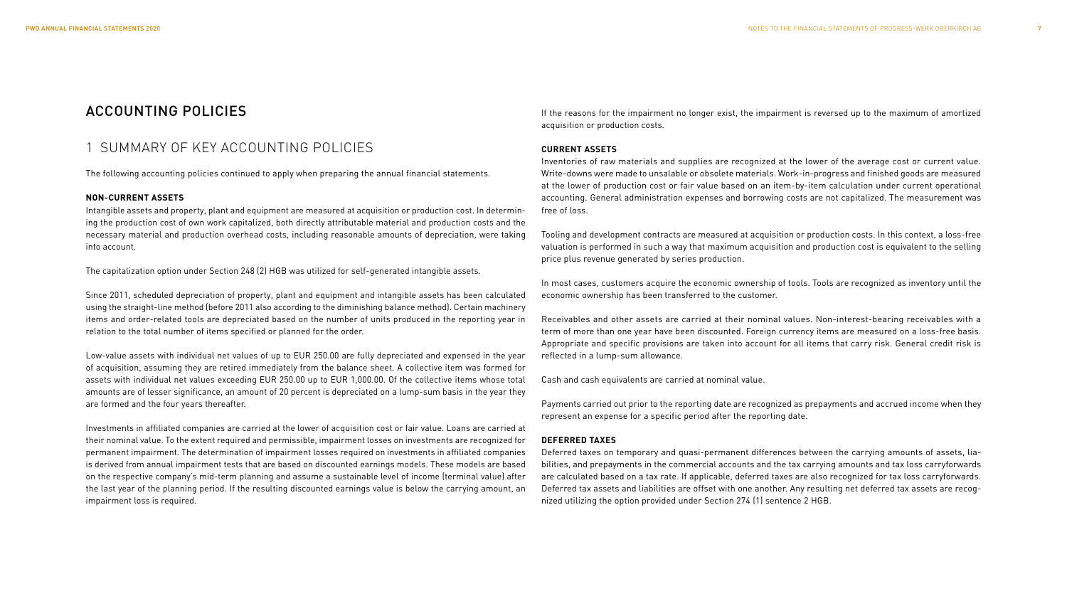# ACCOUNTING POLICIES

## 1 SUMMARY OF KEY ACCOUNTING POLICIES

The following accounting policies continued to apply when preparing the annual financial statements.

### NON-CURRENT ASSETS

Intangible assets and property, plant and equipment are measured at acquisition or production cost. In determining the production cost of own work capitalized, both directly attributable material and production costs and the necessary material and production overhead costs, including reasonable amounts of depreciation, were taking into account.

The capitalization option under Section 248 (2) HGB was utilized for self-generated intangible assets.

Since 2011, scheduled depreciation of property, plant and equipment and intangible assets has been calculated using the straight-line method (before 2011 also according to the diminishing balance method). Certain machinery items and order-related tools are depreciated based on the number of units produced in the reporting year in relation to the total number of items specified or planned for the order.

Low-value assets with individual net values of up to EUR 250.00 are fully depreciated and expensed in the year of acquisition, assuming they are retired immediately from the balance sheet. A collective item was formed for assets with individual net values exceeding EUR 250.00 up to EUR 1,000.00. Of the collective items whose total amounts are of lesser significance, an amount of 20 percent is depreciated on a lump-sum basis in the year they are formed and the four years thereafter.

Investments in affiliated companies are carried at the lower of acquisition cost or fair value. Loans are carried at their nominal value. To the extent required and permissible, impairment losses on investments are recognized for permanent impairment. The determination of impairment losses required on investments in affiliated companies is derived from annual impairment tests that are based on discounted earnings models. These models are based on the respective company's mid-term planning and assume a sustainable level of income (terminal value) after the last year of the planning period. If the resulting discounted earnings value is below the carrying amount, an impairment loss is required.

If the reasons for the impairment no longer exist, the impairment is reversed up to the maximum of amortized acquisition or production costs.

### CURRENT ASSETS

Inventories of raw materials and supplies are recognized at the lower of the average cost or current value. Write-downs were made to unsalable or obsolete materials. Work-in-progress and finished goods are measured at the lower of production cost or fair value based on an item-by-item calculation under current operational accounting. General administration expenses and borrowing costs are not capitalized. The measurement was free of loss.

Tooling and development contracts are measured at acquisition or production costs. In this context, a loss-free valuation is performed in such a way that maximum acquisition and production cost is equivalent to the selling price plus revenue generated by series production.

In most cases, customers acquire the economic ownership of tools. Tools are recognized as inventory until the economic ownership has been transferred to the customer.

Receivables and other assets are carried at their nominal values. Non-interest-bearing receivables with a term of more than one year have been discounted. Foreign currency items are measured on a loss-free basis. Appropriate and specific provisions are taken into account for all items that carry risk. General credit risk is reflected in a lump-sum allowance.

Cash and cash equivalents are carried at nominal value.

Payments carried out prior to the reporting date are recognized as prepayments and accrued income when they represent an expense for a specific period after the reporting date.

### DEFERRED TAXES

Deferred taxes on temporary and quasi-permanent differences between the carrying amounts of assets, liabilities, and prepayments in the commercial accounts and the tax carrying amounts and tax loss carryforwards are calculated based on a tax rate. If applicable, deferred taxes are also recognized for tax loss carryforwards. Deferred tax assets and liabilities are offset with one another. Any resulting net deferred tax assets are recognized utilizing the option provided under Section 274 (1) sentence 2 HGB.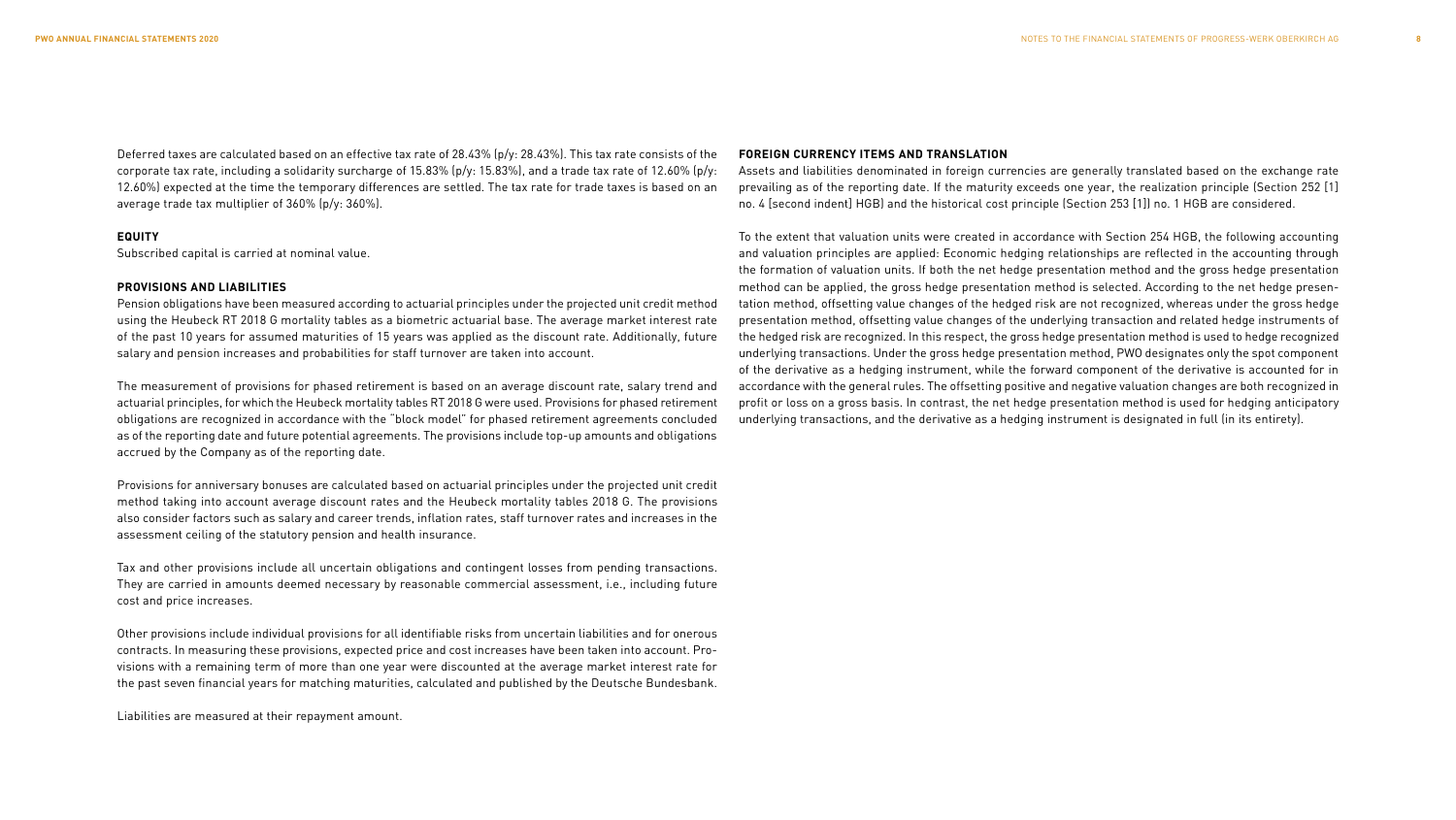Deferred taxes are calculated based on an effective tax rate of 28.43% (p/y: 28.43%). This tax rate consists of the corporate tax rate, including a solidarity surcharge of 15.83% (p/y: 15.83%), and a trade tax rate of 12.60% (p/y: 12.60%) expected at the time the temporary differences are settled. The tax rate for trade taxes is based on an average trade tax multiplier of 360% (p/y: 360%).

### EQUITY

Subscribed capital is carried at nominal value.

### PROVISIONS AND LIABILITIES

Pension obligations have been measured according to actuarial principles under the projected unit credit method using the Heubeck RT 2018 G mortality tables as a biometric actuarial base. The average market interest rate of the past 10 years for assumed maturities of 15 years was applied as the discount rate. Additionally, future salary and pension increases and probabilities for staff turnover are taken into account.

The measurement of provisions for phased retirement is based on an average discount rate, salary trend and actuarial principles, for which the Heubeck mortality tables RT 2018 G were used. Provisions for phased retirement obligations are recognized in accordance with the "block model" for phased retirement agreements concluded as of the reporting date and future potential agreements. The provisions include top-up amounts and obligations accrued by the Company as of the reporting date.

Provisions for anniversary bonuses are calculated based on actuarial principles under the projected unit credit method taking into account average discount rates and the Heubeck mortality tables 2018 G. The provisions also consider factors such as salary and career trends, inflation rates, staff turnover rates and increases in the assessment ceiling of the statutory pension and health insurance.

Tax and other provisions include all uncertain obligations and contingent losses from pending transactions. They are carried in amounts deemed necessary by reasonable commercial assessment, i.e., including future cost and price increases.

Other provisions include individual provisions for all identifiable risks from uncertain liabilities and for onerous contracts. In measuring these provisions, expected price and cost increases have been taken into account. Provisions with a remaining term of more than one year were discounted at the average market interest rate for the past seven financial years for matching maturities, calculated and published by the Deutsche Bundesbank.

Liabilities are measured at their repayment amount.

### FOREIGN CURRENCY ITEMS AND TRANSLATION

Assets and liabilities denominated in foreign currencies are generally translated based on the exchange rate prevailing as of the reporting date. If the maturity exceeds one year, the realization principle (Section 252 [1] no. 4 [second indent] HGB) and the historical cost principle (Section 253 [1]) no. 1 HGB are considered.

To the extent that valuation units were created in accordance with Section 254 HGB, the following accounting and valuation principles are applied: Economic hedging relationships are reflected in the accounting through the formation of valuation units. If both the net hedge presentation method and the gross hedge presentation method can be applied, the gross hedge presentation method is selected. According to the net hedge presentation method, offsetting value changes of the hedged risk are not recognized, whereas under the gross hedge presentation method, offsetting value changes of the underlying transaction and related hedge instruments of the hedged risk are recognized. In this respect, the gross hedge presentation method is used to hedge recognized underlying transactions. Under the gross hedge presentation method, PWO designates only the spot component of the derivative as a hedging instrument, while the forward component of the derivative is accounted for in accordance with the general rules. The offsetting positive and negative valuation changes are both recognized in profit or loss on a gross basis. In contrast, the net hedge presentation method is used for hedging anticipatory underlying transactions, and the derivative as a hedging instrument is designated in full (in its entirety).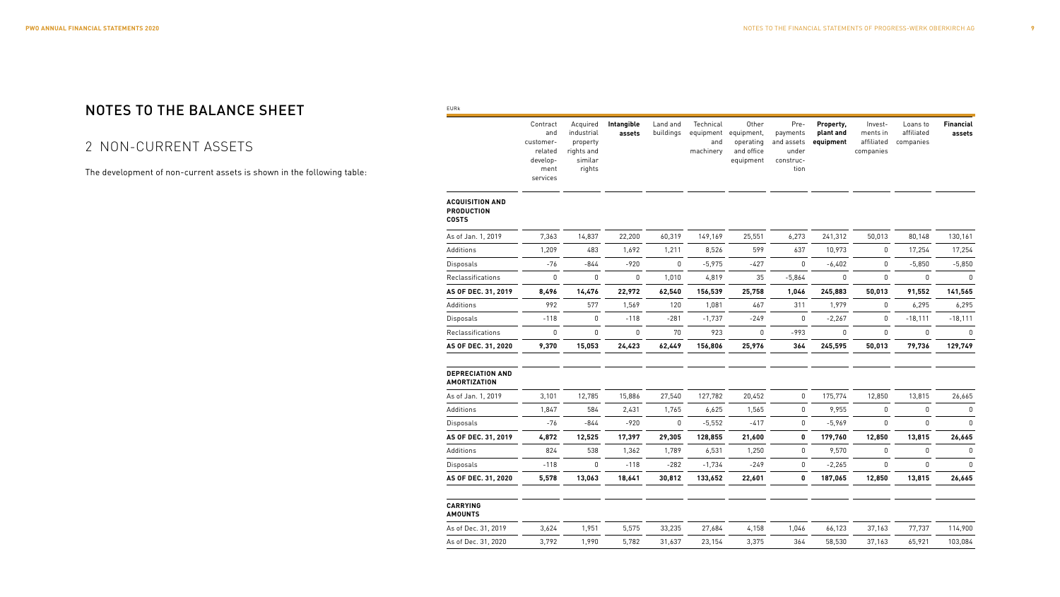# NOTES TO THE BALANCE SHEET

## 2 NON-CURRENT ASSETS

The development of non-current assets is shown in the following table:

EURk

| | Contract and customer-related development services | Acquired industrial property rights and similar rights | **Intangible assets** | Land and buildings | Technical equipment and machinery | Other equipment, operating and office equipment | Prepayments and assets under construction | **Property, plant and equipment** | Investments in affiliated companies | Loans to affiliated companies | **Financial assets** |
|---|---|---|---|---|---|---|---|---|---|---|---|
| **ACQUISITION AND PRODUCTION COSTS** | | | | | | | | | | | |
| As of Jan. 1, 2019 | 7,363 | 14,837 | 22,200 | 60,319 | 149,169 | 25,551 | 6,273 | 241,312 | 50,013 | 80,148 | 130,161 |
| Additions | 1,209 | 483 | 1,692 | 1,211 | 8,526 | 599 | 637 | 10,973 | 0 | 17,254 | 17,254 |
| Disposals | -76 | -844 | -920 | 0 | -5,975 | -427 | 0 | -6,402 | 0 | -5,850 | -5,850 |
| Reclassifications | 0 | 0 | 0 | 1,010 | 4,819 | 35 | -5,864 | 0 | 0 | 0 | 0 |
| **AS OF DEC. 31, 2019** | **8,496** | **14,476** | **22,972** | **62,540** | **156,539** | **25,758** | **1,046** | **245,883** | **50,013** | **91,552** | **141,565** |
| Additions | 992 | 577 | 1,569 | 120 | 1,081 | 467 | 311 | 1,979 | 0 | 6,295 | 6,295 |
| Disposals | -118 | 0 | -118 | -281 | -1,737 | -249 | 0 | -2,267 | 0 | -18,111 | -18,111 |
| Reclassifications | 0 | 0 | 0 | 70 | 923 | 0 | -993 | 0 | 0 | 0 | 0 |
| **AS OF DEC. 31, 2020** | **9,370** | **15,053** | **24,423** | **62,449** | **156,806** | **25,976** | **364** | **245,595** | **50,013** | **79,736** | **129,749** |
| **DEPRECIATION AND AMORTIZATION** | | | | | | | | | | | |
| As of Jan. 1, 2019 | 3,101 | 12,785 | 15,886 | 27,540 | 127,782 | 20,452 | 0 | 175,774 | 12,850 | 13,815 | 26,665 |
| Additions | 1,847 | 584 | 2,431 | 1,765 | 6,625 | 1,565 | 0 | 9,955 | 0 | 0 | 0 |
| Disposals | -76 | -844 | -920 | 0 | -5,552 | -417 | 0 | -5,969 | 0 | 0 | 0 |
| **AS OF DEC. 31, 2019** | **4,872** | **12,525** | **17,397** | **29,305** | **128,855** | **21,600** | **0** | **179,760** | **12,850** | **13,815** | **26,665** |
| Additions | 824 | 538 | 1,362 | 1,789 | 6,531 | 1,250 | 0 | 9,570 | 0 | 0 | 0 |
| Disposals | -118 | 0 | -118 | -282 | -1,734 | -249 | 0 | -2,265 | 0 | 0 | 0 |
| **AS OF DEC. 31, 2020** | **5,578** | **13,063** | **18,641** | **30,812** | **133,652** | **22,601** | **0** | **187,065** | **12,850** | **13,815** | **26,665** |
| **CARRYING AMOUNTS** | | | | | | | | | | | |
| As of Dec. 31, 2019 | 3,624 | 1,951 | 5,575 | 33,235 | 27,684 | 4,158 | 1,046 | 66,123 | 37,163 | 77,737 | 114,900 |
| As of Dec. 31, 2020 | 3,792 | 1,990 | 5,782 | 31,637 | 23,154 | 3,375 | 364 | 58,530 | 37,163 | 65,921 | 103,084 |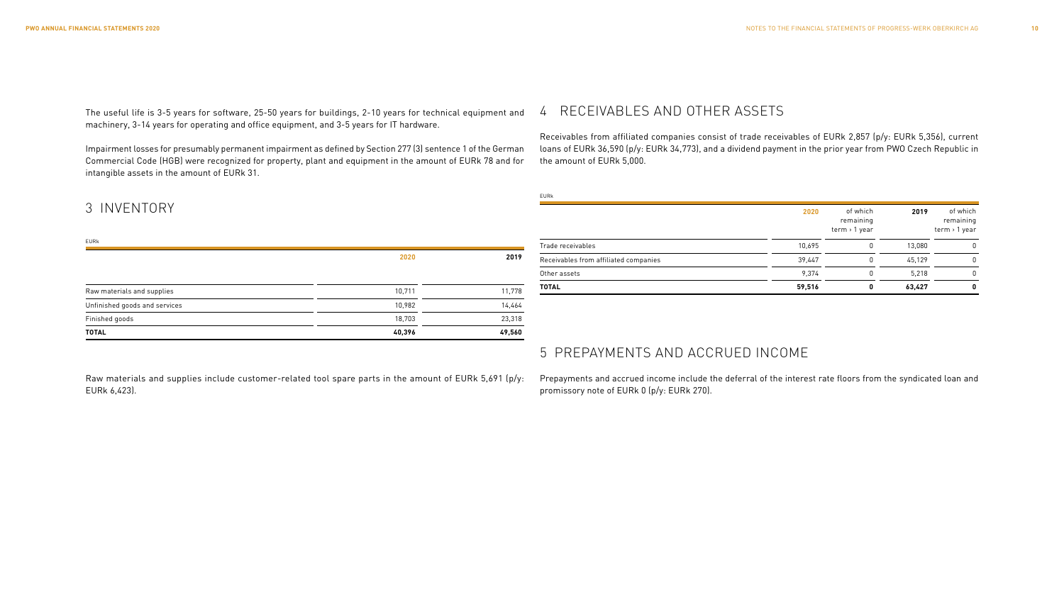The useful life is 3-5 years for software, 25-50 years for buildings, 2-10 years for technical equipment and machinery, 3-14 years for operating and office equipment, and 3-5 years for IT hardware.

Impairment losses for presumably permanent impairment as defined by Section 277 (3) sentence 1 of the German Commercial Code (HGB) were recognized for property, plant and equipment in the amount of EURk 78 and for intangible assets in the amount of EURk 31.

## 3 INVENTORY

EURk

| | 2020 | 2019 |
|---|---|---|
| Raw materials and supplies | 10,711 | 11,778 |
| Unfinished goods and services | 10,982 | 14,464 |
| Finished goods | 18,703 | 23,318 |
| **TOTAL** | **40,396** | **49,560** |

Raw materials and supplies include customer-related tool spare parts in the amount of EURk 5,691 (p/y: EURk 6,423).

## 4 RECEIVABLES AND OTHER ASSETS

Receivables from affiliated companies consist of trade receivables of EURk 2,857 (p/y: EURk 5,356), current loans of EURk 36,590 (p/y: EURk 34,773), and a dividend payment in the prior year from PWO Czech Republic in the amount of EURk 5,000.

EURk

| | 2020 | of which remaining term › 1 year | 2019 | of which remaining term › 1 year |
|---|---|---|---|---|
| Trade receivables | 10,695 | 0 | 13,080 | 0 |
| Receivables from affiliated companies | 39,447 | 0 | 45,129 | 0 |
| Other assets | 9,374 | 0 | 5,218 | 0 |
| **TOTAL** | **59,516** | **0** | **63,427** | **0** |

## 5 PREPAYMENTS AND ACCRUED INCOME

Prepayments and accrued income include the deferral of the interest rate floors from the syndicated loan and promissory note of EURk 0 (p/y: EURk 270).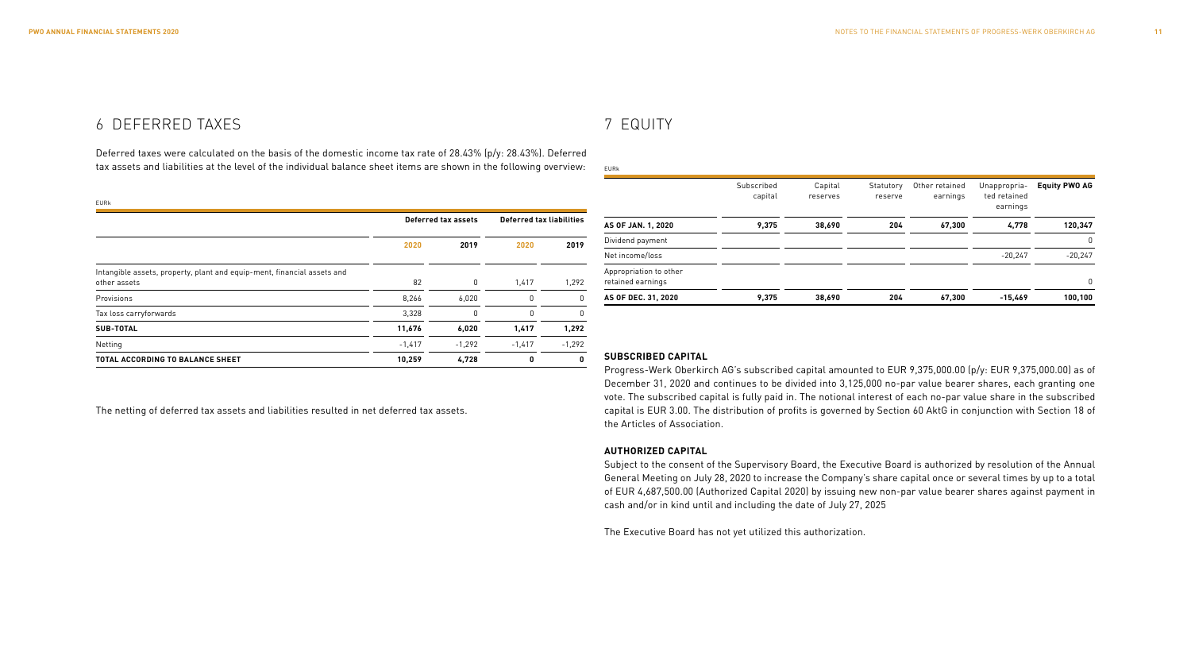## 6 DEFERRED TAXES

Deferred taxes were calculated on the basis of the domestic income tax rate of 28.43% (p/y: 28.43%). Deferred tax assets and liabilities at the level of the individual balance sheet items are shown in the following overview:

EURk

| | Deferred tax assets | | Deferred tax liabilities | |
|---|---|---|---|---|
| | 2020 | 2019 | 2020 | 2019 |
| Intangible assets, property, plant and equip-ment, financial assets and other assets | 82 | 0 | 1,417 | 1,292 |
| Provisions | 8,266 | 6,020 | 0 | 0 |
| Tax loss carryforwards | 3,328 | 0 | 0 | 0 |
| **SUB-TOTAL** | **11,676** | **6,020** | **1,417** | **1,292** |
| Netting | -1,417 | -1,292 | -1,417 | -1,292 |
| **TOTAL ACCORDING TO BALANCE SHEET** | **10,259** | **4,728** | **0** | **0** |

The netting of deferred tax assets and liabilities resulted in net deferred tax assets.

## 7 EQUITY

EURk

| | Subscribed capital | Capital reserves | Statutory reserve | Other retained earnings | Unappropria-ted retained earnings | Equity PWO AG |
|---|---|---|---|---|---|---|
| **AS OF JAN. 1, 2020** | **9,375** | **38,690** | **204** | **67,300** | **4,778** | **120,347** |
| Dividend payment | | | | | | 0 |
| Net income/loss | | | | | -20,247 | -20,247 |
| Appropriation to other retained earnings | | | | | | 0 |
| **AS OF DEC. 31, 2020** | **9,375** | **38,690** | **204** | **67,300** | **-15,469** | **100,100** |

**SUBSCRIBED CAPITAL**

Progress-Werk Oberkirch AG's subscribed capital amounted to EUR 9,375,000.00 (p/y: EUR 9,375,000.00) as of December 31, 2020 and continues to be divided into 3,125,000 no-par value bearer shares, each granting one vote. The subscribed capital is fully paid in. The notional interest of each no-par value share in the subscribed capital is EUR 3.00. The distribution of profits is governed by Section 60 AktG in conjunction with Section 18 of the Articles of Association.

**AUTHORIZED CAPITAL**

Subject to the consent of the Supervisory Board, the Executive Board is authorized by resolution of the Annual General Meeting on July 28, 2020 to increase the Company's share capital once or several times by up to a total of EUR 4,687,500.00 (Authorized Capital 2020) by issuing new non-par value bearer shares against payment in cash and/or in kind until and including the date of July 27, 2025

The Executive Board has not yet utilized this authorization.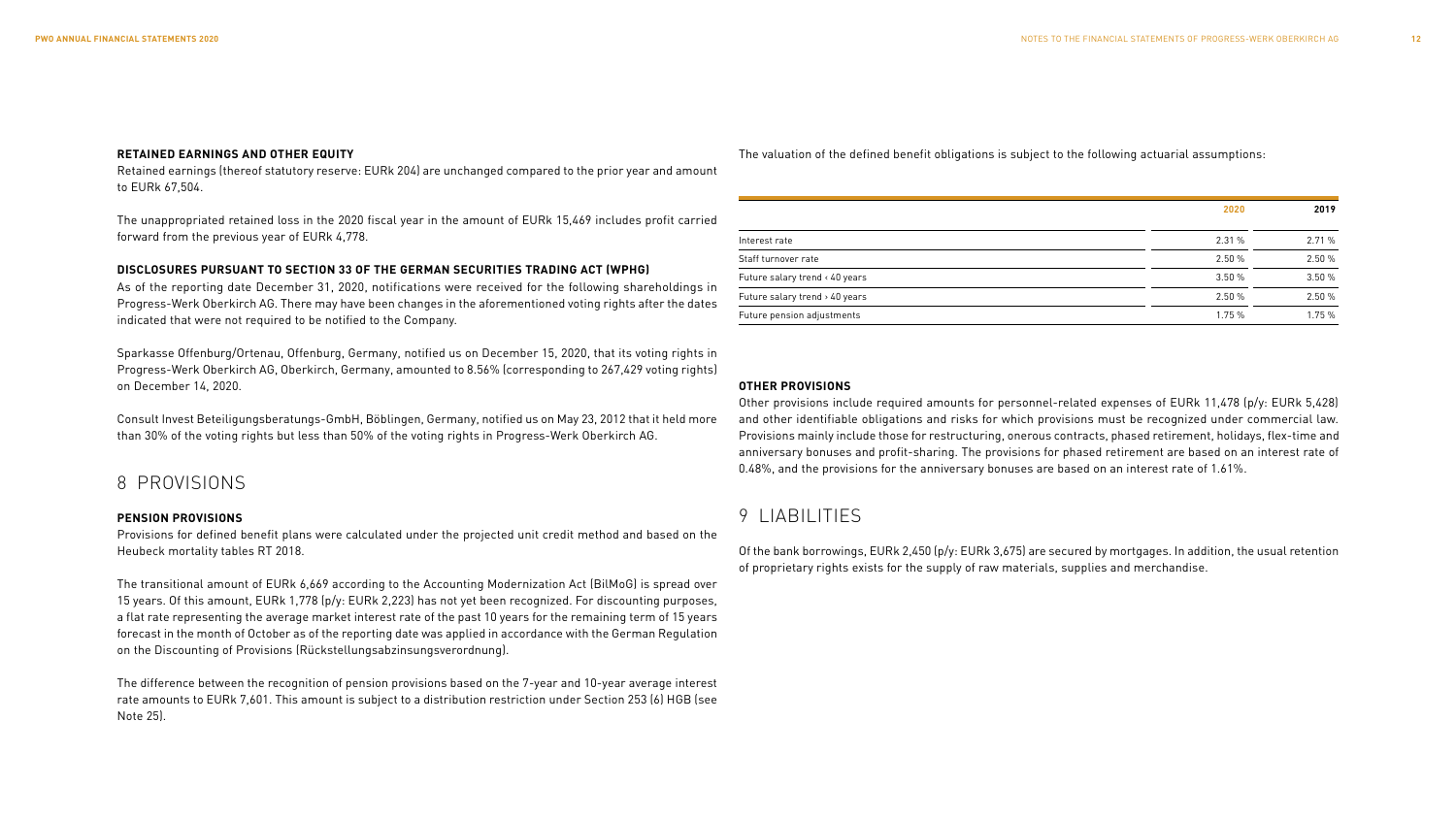**RETAINED EARNINGS AND OTHER EQUITY**

Retained earnings (thereof statutory reserve: EURk 204) are unchanged compared to the prior year and amount to EURk 67,504.

The unappropriated retained loss in the 2020 fiscal year in the amount of EURk 15,469 includes profit carried forward from the previous year of EURk 4,778.

**DISCLOSURES PURSUANT TO SECTION 33 OF THE GERMAN SECURITIES TRADING ACT (WPHG)**

As of the reporting date December 31, 2020, notifications were received for the following shareholdings in Progress-Werk Oberkirch AG. There may have been changes in the aforementioned voting rights after the dates indicated that were not required to be notified to the Company.

Sparkasse Offenburg/Ortenau, Offenburg, Germany, notified us on December 15, 2020, that its voting rights in Progress-Werk Oberkirch AG, Oberkirch, Germany, amounted to 8.56% (corresponding to 267,429 voting rights) on December 14, 2020.

Consult Invest Beteiligungsberatungs-GmbH, Böblingen, Germany, notified us on May 23, 2012 that it held more than 30% of the voting rights but less than 50% of the voting rights in Progress-Werk Oberkirch AG.

# 8 PROVISIONS

**PENSION PROVISIONS**

Provisions for defined benefit plans were calculated under the projected unit credit method and based on the Heubeck mortality tables RT 2018.

The transitional amount of EURk 6,669 according to the Accounting Modernization Act (BilMoG) is spread over 15 years. Of this amount, EURk 1,778 (p/y: EURk 2,223) has not yet been recognized. For discounting purposes, a flat rate representing the average market interest rate of the past 10 years for the remaining term of 15 years forecast in the month of October as of the reporting date was applied in accordance with the German Regulation on the Discounting of Provisions (Rückstellungsabzinsungsverordnung).

The difference between the recognition of pension provisions based on the 7-year and 10-year average interest rate amounts to EURk 7,601. This amount is subject to a distribution restriction under Section 253 (6) HGB (see Note 25).

The valuation of the defined benefit obligations is subject to the following actuarial assumptions:

| | 2020 | 2019 |
|---|---|---|
| Interest rate | 2.31 % | 2.71 % |
| Staff turnover rate | 2.50 % | 2.50 % |
| Future salary trend < 40 years | 3.50 % | 3.50 % |
| Future salary trend > 40 years | 2.50 % | 2.50 % |
| Future pension adjustments | 1.75 % | 1.75 % |

**OTHER PROVISIONS**

Other provisions include required amounts for personnel-related expenses of EURk 11,478 (p/y: EURk 5,428) and other identifiable obligations and risks for which provisions must be recognized under commercial law. Provisions mainly include those for restructuring, onerous contracts, phased retirement, holidays, flex-time and anniversary bonuses and profit-sharing. The provisions for phased retirement are based on an interest rate of 0.48%, and the provisions for the anniversary bonuses are based on an interest rate of 1.61%.

# 9 LIABILITIES

Of the bank borrowings, EURk 2,450 (p/y: EURk 3,675) are secured by mortgages. In addition, the usual retention of proprietary rights exists for the supply of raw materials, supplies and merchandise.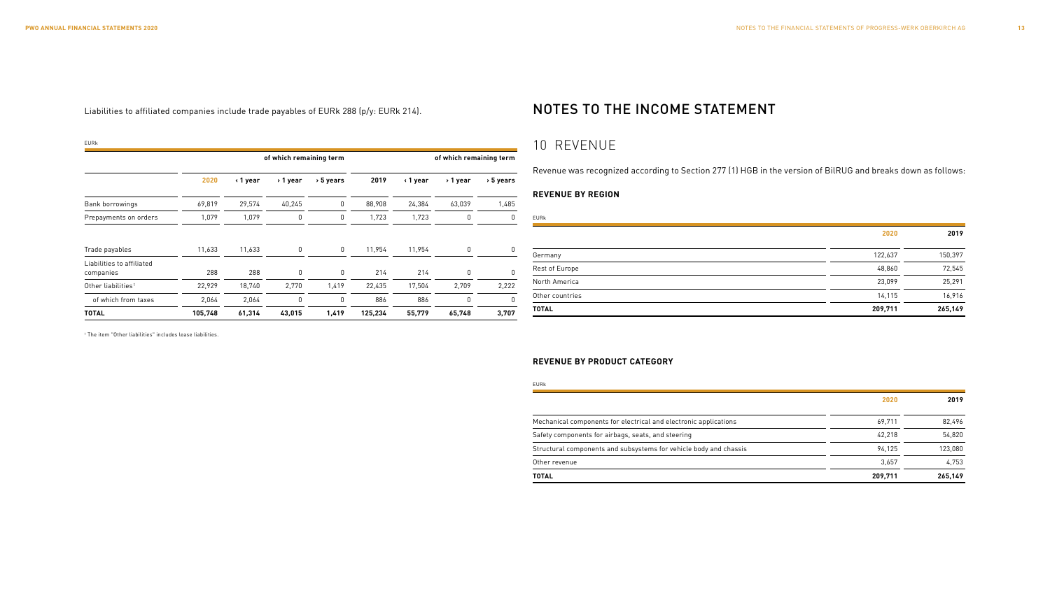Liabilities to affiliated companies include trade payables of EURk 288 (p/y: EURk 214).

EURk

| | 2020 | of which remaining term | | | 2019 | of which remaining term | | |
|---|---|---|---|---|---|---|---|---|
| | | ‹ 1 year | › 1 year | › 5 years | | ‹ 1 year | › 1 year | › 5 years |
| Bank borrowings | 69,819 | 29,574 | 40,245 | 0 | 88,908 | 24,384 | 63,039 | 1,485 |
| Prepayments on orders | 1,079 | 1,079 | 0 | 0 | 1,723 | 1,723 | 0 | 0 |
| Trade payables | 11,633 | 11,633 | 0 | 0 | 11,954 | 11,954 | 0 | 0 |
| Liabilities to affiliated companies | 288 | 288 | 0 | 0 | 214 | 214 | 0 | 0 |
| Other liabilities[1] | 22,929 | 18,740 | 2,770 | 1,419 | 22,435 | 17,504 | 2,709 | 2,222 |
| of which from taxes | 2,064 | 2,064 | 0 | 0 | 886 | 886 | 0 | 0 |
| **TOTAL** | **105,748** | **61,314** | **43,015** | **1,419** | **125,234** | **55,779** | **65,748** | **3,707** |

[1] The item "Other liabilities" includes lease liabilities.

# NOTES TO THE INCOME STATEMENT

## 10 REVENUE

Revenue was recognized according to Section 277 (1) HGB in the version of BilRUG and breaks down as follows:

### REVENUE BY REGION

EURk

| | 2020 | 2019 |
|---|---|---|
| Germany | 122,637 | 150,397 |
| Rest of Europe | 48,860 | 72,545 |
| North America | 23,099 | 25,291 |
| Other countries | 14,115 | 16,916 |
| **TOTAL** | **209,711** | **265,149** |

### REVENUE BY PRODUCT CATEGORY

EURk

| | 2020 | 2019 |
|---|---|---|
| Mechanical components for electrical and electronic applications | 69,711 | 82,496 |
| Safety components for airbags, seats, and steering | 42,218 | 54,820 |
| Structural components and subsystems for vehicle body and chassis | 94,125 | 123,080 |
| Other revenue | 3,657 | 4,753 |
| **TOTAL** | **209,711** | **265,149** |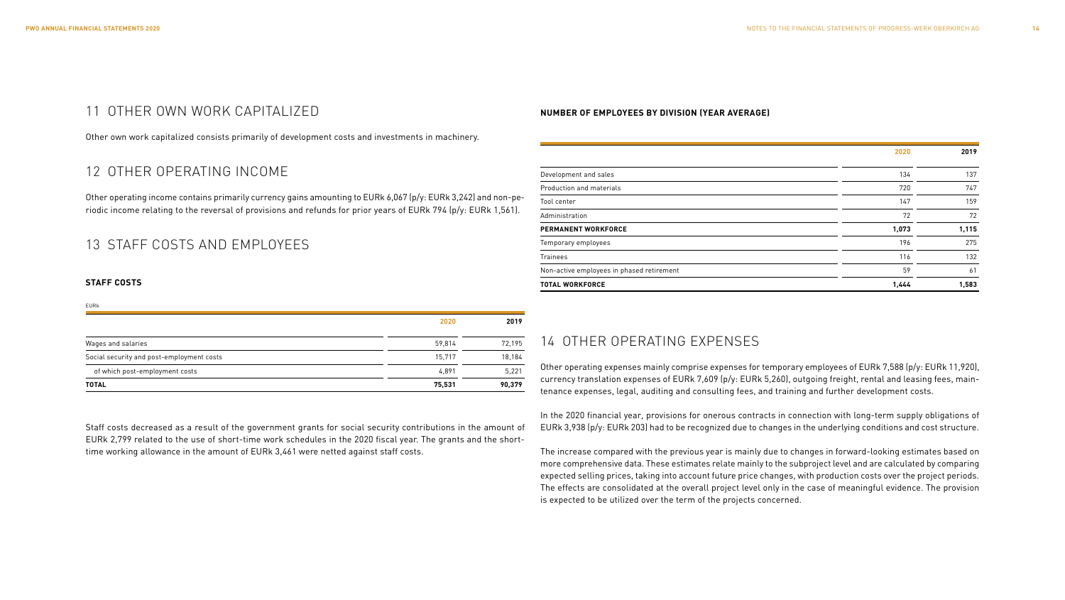## 11 OTHER OWN WORK CAPITALIZED

Other own work capitalized consists primarily of development costs and investments in machinery.

## 12 OTHER OPERATING INCOME

Other operating income contains primarily currency gains amounting to EURk 6,067 (p/y: EURk 3,242) and non-periodic income relating to the reversal of provisions and refunds for prior years of EURk 794 (p/y: EURk 1,561).

## 13 STAFF COSTS AND EMPLOYEES

### STAFF COSTS

EURk

| | 2020 | 2019 |
|---|---|---|
| Wages and salaries | 59,814 | 72,195 |
| Social security and post-employment costs | 15,717 | 18,184 |
| of which post-employment costs | 4,891 | 5,221 |
| **TOTAL** | **75,531** | **90,379** |

Staff costs decreased as a result of the government grants for social security contributions in the amount of EURk 2,799 related to the use of short-time work schedules in the 2020 fiscal year. The grants and the short-time working allowance in the amount of EURk 3,461 were netted against staff costs.

### NUMBER OF EMPLOYEES BY DIVISION (YEAR AVERAGE)

| | 2020 | 2019 |
|---|---|---|
| Development and sales | 134 | 137 |
| Production and materials | 720 | 747 |
| Tool center | 147 | 159 |
| Administration | 72 | 72 |
| **PERMANENT WORKFORCE** | **1,073** | **1,115** |
| Temporary employees | 196 | 275 |
| Trainees | 116 | 132 |
| Non-active employees in phased retirement | 59 | 61 |
| **TOTAL WORKFORCE** | **1,444** | **1,583** |

## 14 OTHER OPERATING EXPENSES

Other operating expenses mainly comprise expenses for temporary employees of EURk 7,588 (p/y: EURk 11,920), currency translation expenses of EURk 7,609 (p/y: EURk 5,260), outgoing freight, rental and leasing fees, maintenance expenses, legal, auditing and consulting fees, and training and further development costs.

In the 2020 financial year, provisions for onerous contracts in connection with long-term supply obligations of EURk 3,938 (p/y: EURk 203) had to be recognized due to changes in the underlying conditions and cost structure.

The increase compared with the previous year is mainly due to changes in forward-looking estimates based on more comprehensive data. These estimates relate mainly to the subproject level and are calculated by comparing expected selling prices, taking into account future price changes, with production costs over the project periods. The effects are consolidated at the overall project level only in the case of meaningful evidence. The provision is expected to be utilized over the term of the projects concerned.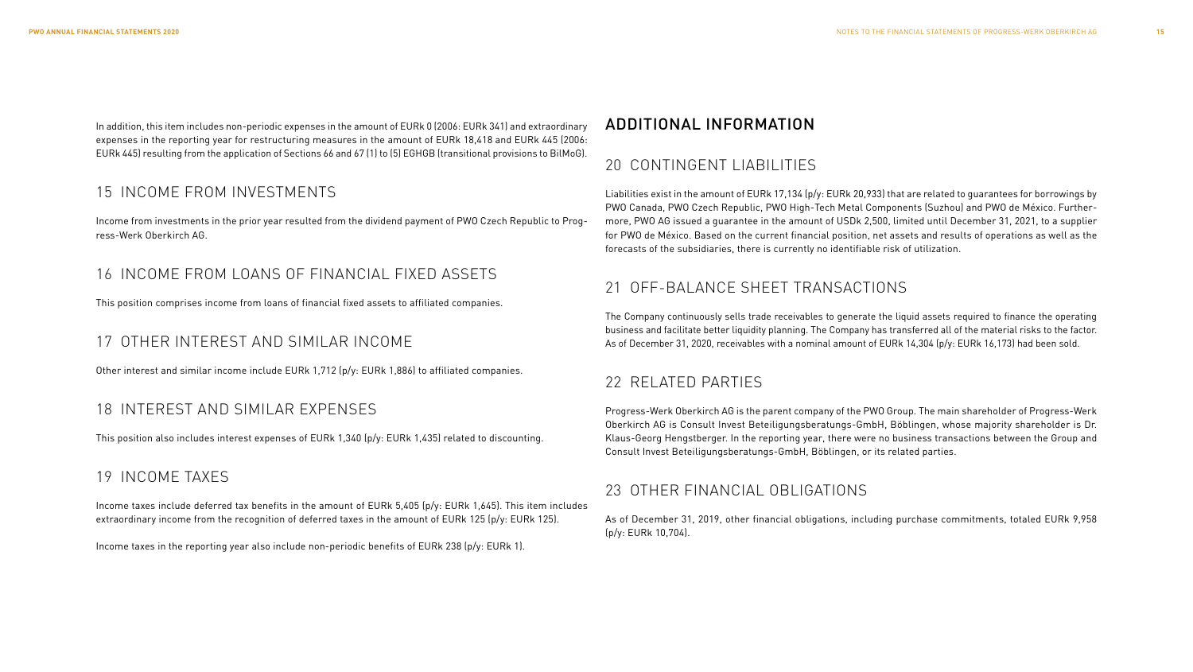In addition, this item includes non-periodic expenses in the amount of EURk 0 (2006: EURk 341) and extraordinary expenses in the reporting year for restructuring measures in the amount of EURk 18,418 and EURk 445 (2006: EURk 445) resulting from the application of Sections 66 and 67 (1) to (5) EGHGB (transitional provisions to BilMoG).

## 15 INCOME FROM INVESTMENTS

Income from investments in the prior year resulted from the dividend payment of PWO Czech Republic to Progress-Werk Oberkirch AG.

## 16 INCOME FROM LOANS OF FINANCIAL FIXED ASSETS

This position comprises income from loans of financial fixed assets to affiliated companies.

## 17 OTHER INTEREST AND SIMILAR INCOME

Other interest and similar income include EURk 1,712 (p/y: EURk 1,886) to affiliated companies.

## 18 INTEREST AND SIMILAR EXPENSES

This position also includes interest expenses of EURk 1,340 (p/y: EURk 1,435) related to discounting.

## 19 INCOME TAXES

Income taxes include deferred tax benefits in the amount of EURk 5,405 (p/y: EURk 1,645). This item includes extraordinary income from the recognition of deferred taxes in the amount of EURk 125 (p/y: EURk 125).

Income taxes in the reporting year also include non-periodic benefits of EURk 238 (p/y: EURk 1).

# ADDITIONAL INFORMATION

## 20 CONTINGENT LIABILITIES

Liabilities exist in the amount of EURk 17,134 (p/y: EURk 20,933) that are related to guarantees for borrowings by PWO Canada, PWO Czech Republic, PWO High-Tech Metal Components (Suzhou) and PWO de México. Furthermore, PWO AG issued a guarantee in the amount of USDk 2,500, limited until December 31, 2021, to a supplier for PWO de México. Based on the current financial position, net assets and results of operations as well as the forecasts of the subsidiaries, there is currently no identifiable risk of utilization.

## 21 OFF-BALANCE SHEET TRANSACTIONS

The Company continuously sells trade receivables to generate the liquid assets required to finance the operating business and facilitate better liquidity planning. The Company has transferred all of the material risks to the factor. As of December 31, 2020, receivables with a nominal amount of EURk 14,304 (p/y: EURk 16,173) had been sold.

## 22 RELATED PARTIES

Progress-Werk Oberkirch AG is the parent company of the PWO Group. The main shareholder of Progress-Werk Oberkirch AG is Consult Invest Beteiligungsberatungs-GmbH, Böblingen, whose majority shareholder is Dr. Klaus-Georg Hengstberger. In the reporting year, there were no business transactions between the Group and Consult Invest Beteiligungsberatungs-GmbH, Böblingen, or its related parties.

## 23 OTHER FINANCIAL OBLIGATIONS

As of December 31, 2019, other financial obligations, including purchase commitments, totaled EURk 9,958 (p/y: EURk 10,704).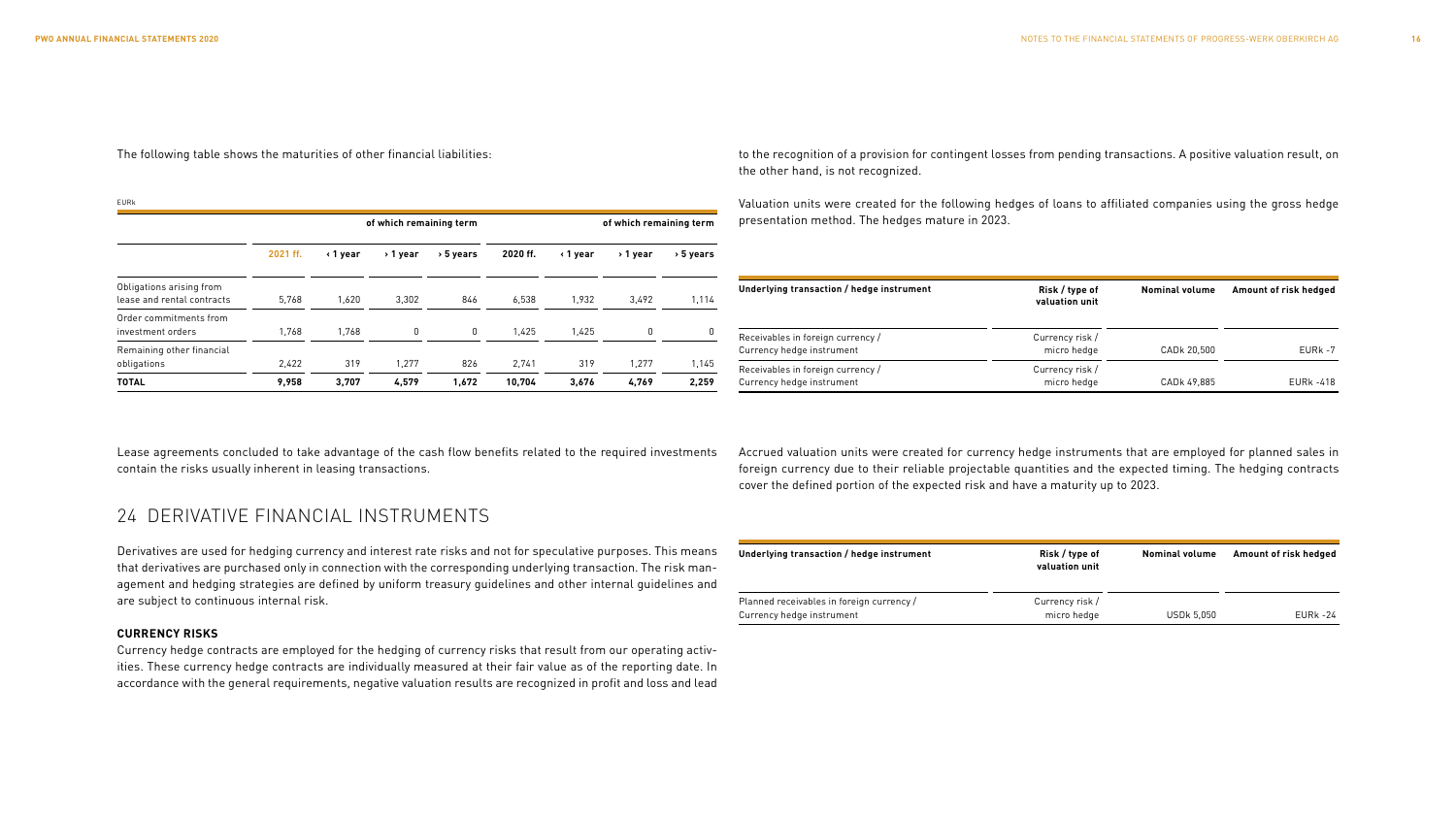The following table shows the maturities of other financial liabilities:

EURk

| | | of which remaining term | | | | of which remaining term | | |
|---|---|---|---|---|---|---|---|---|
| | 2021 ff. | < 1 year | > 1 year | > 5 years | 2020 ff. | < 1 year | > 1 year | > 5 years |
| Obligations arising from lease and rental contracts | 5,768 | 1,620 | 3,302 | 846 | 6,538 | 1,932 | 3,492 | 1,114 |
| Order commitments from investment orders | 1,768 | 1,768 | 0 | 0 | 1,425 | 1,425 | 0 | 0 |
| Remaining other financial obligations | 2,422 | 319 | 1,277 | 826 | 2,741 | 319 | 1,277 | 1,145 |
| **TOTAL** | **9,958** | **3,707** | **4,579** | **1,672** | **10,704** | **3,676** | **4,769** | **2,259** |

Lease agreements concluded to take advantage of the cash flow benefits related to the required investments contain the risks usually inherent in leasing transactions.

## 24 DERIVATIVE FINANCIAL INSTRUMENTS

Derivatives are used for hedging currency and interest rate risks and not for speculative purposes. This means that derivatives are purchased only in connection with the corresponding underlying transaction. The risk management and hedging strategies are defined by uniform treasury guidelines and other internal guidelines and are subject to continuous internal risk.

### CURRENCY RISKS

Currency hedge contracts are employed for the hedging of currency risks that result from our operating activities. These currency hedge contracts are individually measured at their fair value as of the reporting date. In accordance with the general requirements, negative valuation results are recognized in profit and loss and lead to the recognition of a provision for contingent losses from pending transactions. A positive valuation result, on the other hand, is not recognized.

Valuation units were created for the following hedges of loans to affiliated companies using the gross hedge presentation method. The hedges mature in 2023.

| Underlying transaction / hedge instrument | Risk / type of valuation unit | Nominal volume | Amount of risk hedged |
|---|---|---|---|
| Receivables in foreign currency / Currency hedge instrument | Currency risk / micro hedge | CADk 20,500 | EURk -7 |
| Receivables in foreign currency / Currency hedge instrument | Currency risk / micro hedge | CADk 49,885 | EURk -418 |

Accrued valuation units were created for currency hedge instruments that are employed for planned sales in foreign currency due to their reliable projectable quantities and the expected timing. The hedging contracts cover the defined portion of the expected risk and have a maturity up to 2023.

| Underlying transaction / hedge instrument | Risk / type of valuation unit | Nominal volume | Amount of risk hedged |
|---|---|---|---|
| Planned receivables in foreign currency / Currency hedge instrument | Currency risk / micro hedge | USDk 5,050 | EURk -24 |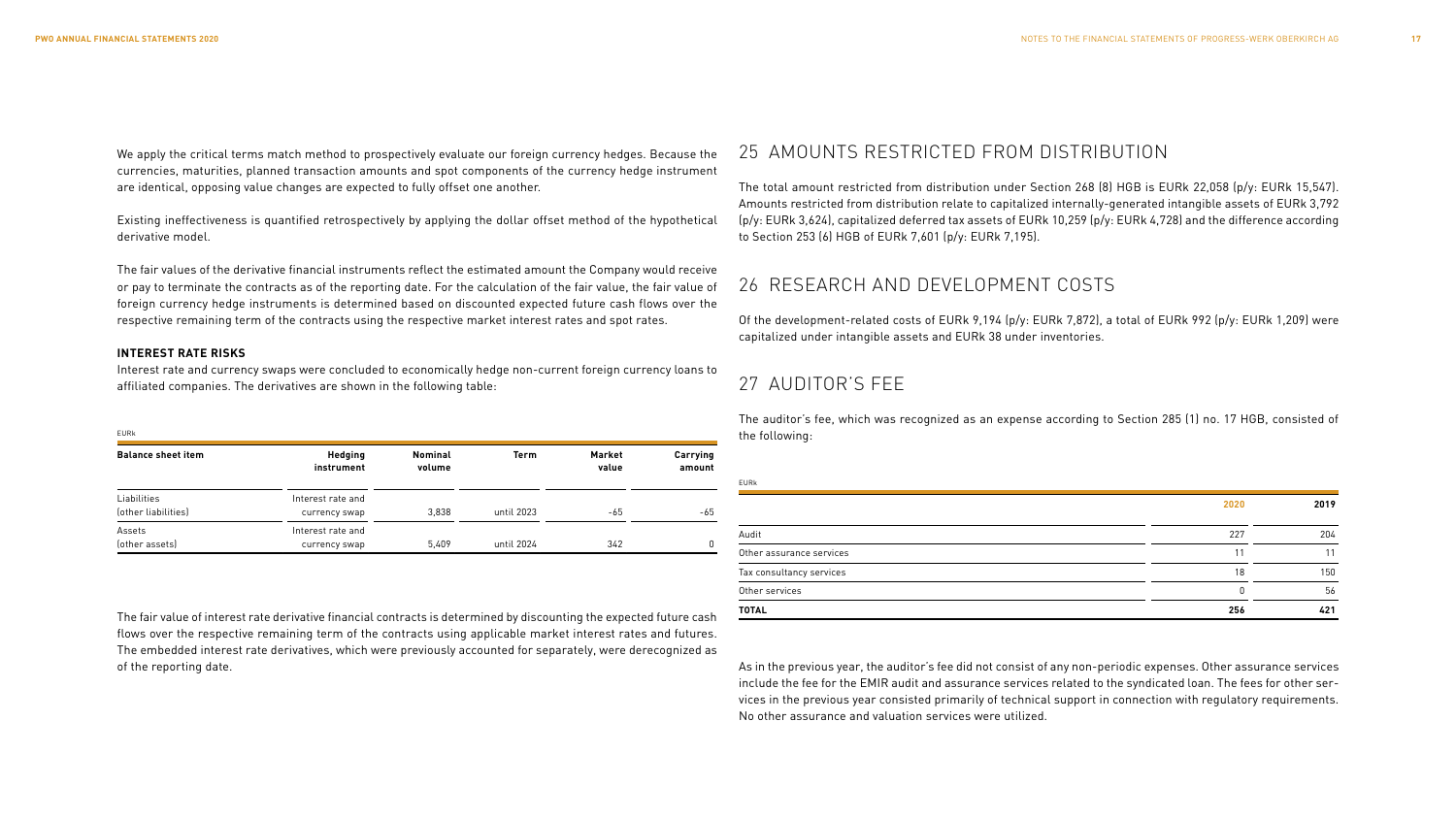We apply the critical terms match method to prospectively evaluate our foreign currency hedges. Because the currencies, maturities, planned transaction amounts and spot components of the currency hedge instrument are identical, opposing value changes are expected to fully offset one another.

Existing ineffectiveness is quantified retrospectively by applying the dollar offset method of the hypothetical derivative model.

The fair values of the derivative financial instruments reflect the estimated amount the Company would receive or pay to terminate the contracts as of the reporting date. For the calculation of the fair value, the fair value of foreign currency hedge instruments is determined based on discounted expected future cash flows over the respective remaining term of the contracts using the respective market interest rates and spot rates.

**INTEREST RATE RISKS**

Interest rate and currency swaps were concluded to economically hedge non-current foreign currency loans to affiliated companies. The derivatives are shown in the following table:

EURk

| Balance sheet item | Hedging instrument | Nominal volume | Term | Market value | Carrying amount |
|---|---|---|---|---|---|
| Liabilities (other liabilities) | Interest rate and currency swap | 3,838 | until 2023 | -65 | -65 |
| Assets (other assets) | Interest rate and currency swap | 5,409 | until 2024 | 342 | 0 |

The fair value of interest rate derivative financial contracts is determined by discounting the expected future cash flows over the respective remaining term of the contracts using applicable market interest rates and futures. The embedded interest rate derivatives, which were previously accounted for separately, were derecognized as of the reporting date.

## 25 AMOUNTS RESTRICTED FROM DISTRIBUTION

The total amount restricted from distribution under Section 268 (8) HGB is EURk 22,058 (p/y: EURk 15,547). Amounts restricted from distribution relate to capitalized internally-generated intangible assets of EURk 3,792 (p/y: EURk 3,624), capitalized deferred tax assets of EURk 10,259 (p/y: EURk 4,728) and the difference according to Section 253 (6) HGB of EURk 7,601 (p/y: EURk 7,195).

## 26 RESEARCH AND DEVELOPMENT COSTS

Of the development-related costs of EURk 9,194 (p/y: EURk 7,872), a total of EURk 992 (p/y: EURk 1,209) were capitalized under intangible assets and EURk 38 under inventories.

## 27 AUDITOR'S FEE

The auditor's fee, which was recognized as an expense according to Section 285 (1) no. 17 HGB, consisted of the following:

EURk

| | 2020 | 2019 |
|---|---|---|
| Audit | 227 | 204 |
| Other assurance services | 11 | 11 |
| Tax consultancy services | 18 | 150 |
| Other services | 0 | 56 |
| **TOTAL** | **256** | **421** |

As in the previous year, the auditor's fee did not consist of any non-periodic expenses. Other assurance services include the fee for the EMIR audit and assurance services related to the syndicated loan. The fees for other services in the previous year consisted primarily of technical support in connection with regulatory requirements. No other assurance and valuation services were utilized.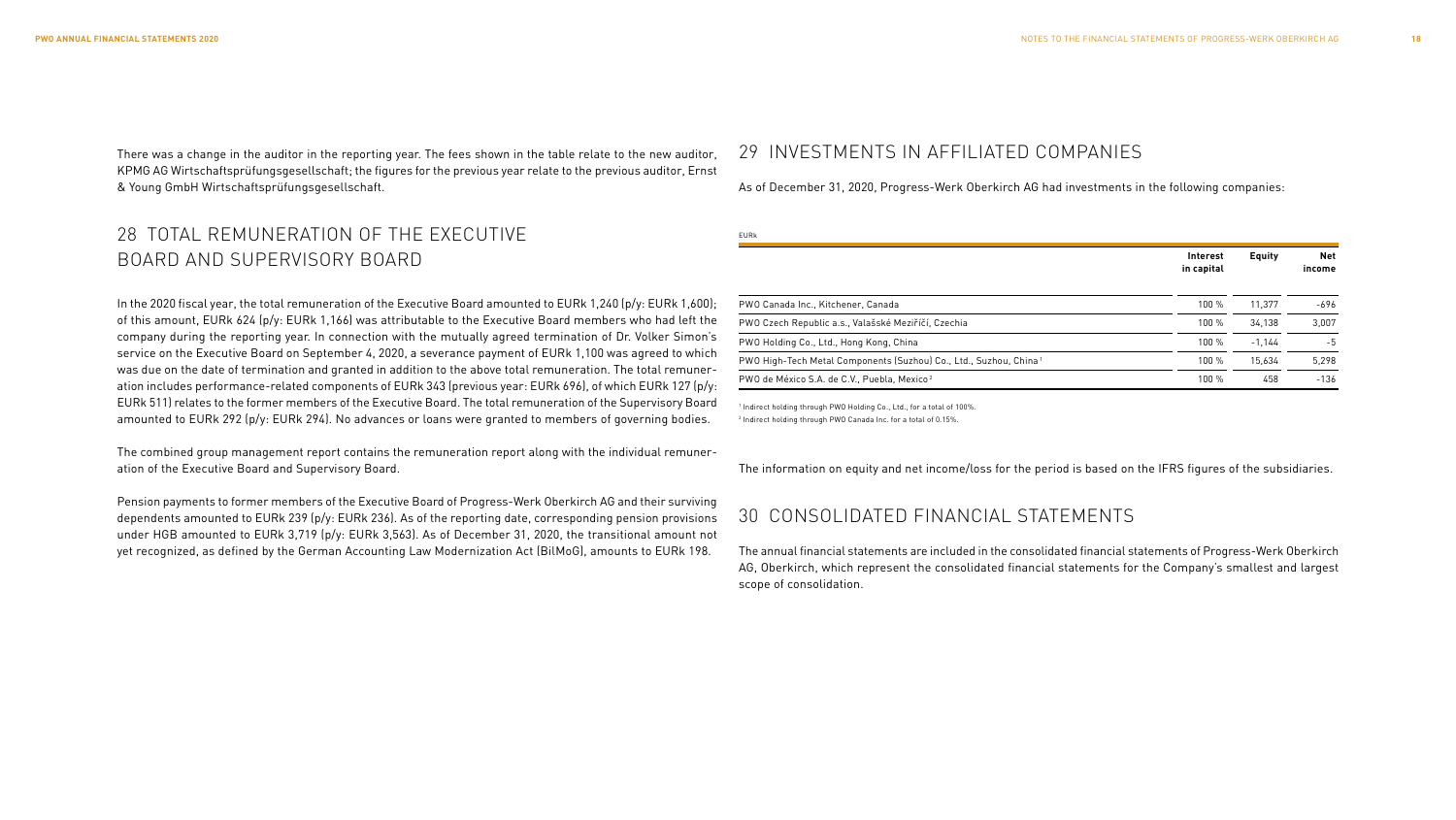There was a change in the auditor in the reporting year. The fees shown in the table relate to the new auditor, KPMG AG Wirtschaftsprüfungsgesellschaft; the figures for the previous year relate to the previous auditor, Ernst & Young GmbH Wirtschaftsprüfungsgesellschaft.

## 28 TOTAL REMUNERATION OF THE EXECUTIVE BOARD AND SUPERVISORY BOARD

In the 2020 fiscal year, the total remuneration of the Executive Board amounted to EURk 1,240 (p/y: EURk 1,600); of this amount, EURk 624 (p/y: EURk 1,166) was attributable to the Executive Board members who had left the company during the reporting year. In connection with the mutually agreed termination of Dr. Volker Simon's service on the Executive Board on September 4, 2020, a severance payment of EURk 1,100 was agreed to which was due on the date of termination and granted in addition to the above total remuneration. The total remuneration includes performance-related components of EURk 343 (previous year: EURk 696), of which EURk 127 (p/y: EURk 511) relates to the former members of the Executive Board. The total remuneration of the Supervisory Board amounted to EURk 292 (p/y: EURk 294). No advances or loans were granted to members of governing bodies.

The combined group management report contains the remuneration report along with the individual remuneration of the Executive Board and Supervisory Board.

Pension payments to former members of the Executive Board of Progress-Werk Oberkirch AG and their surviving dependents amounted to EURk 239 (p/y: EURk 236). As of the reporting date, corresponding pension provisions under HGB amounted to EURk 3,719 (p/y: EURk 3,563). As of December 31, 2020, the transitional amount not yet recognized, as defined by the German Accounting Law Modernization Act (BilMoG), amounts to EURk 198.

## 29 INVESTMENTS IN AFFILIATED COMPANIES

As of December 31, 2020, Progress-Werk Oberkirch AG had investments in the following companies:

EURk

| | Interest in capital | Equity | Net income |
|---|---|---|---|
| PWO Canada Inc., Kitchener, Canada | 100 % | 11,377 | -696 |
| PWO Czech Republic a.s., Valašské Meziříčí, Czechia | 100 % | 34,138 | 3,007 |
| PWO Holding Co., Ltd., Hong Kong, China | 100 % | -1,144 | -5 |
| PWO High-Tech Metal Components (Suzhou) Co., Ltd., Suzhou, China[1] | 100 % | 15,634 | 5,298 |
| PWO de México S.A. de C.V., Puebla, Mexico[2] | 100 % | 458 | -136 |

[1] Indirect holding through PWO Holding Co., Ltd., for a total of 100%.
[2] Indirect holding through PWO Canada Inc. for a total of 0.15%.

The information on equity and net income/loss for the period is based on the IFRS figures of the subsidiaries.

## 30 CONSOLIDATED FINANCIAL STATEMENTS

The annual financial statements are included in the consolidated financial statements of Progress-Werk Oberkirch AG, Oberkirch, which represent the consolidated financial statements for the Company's smallest and largest scope of consolidation.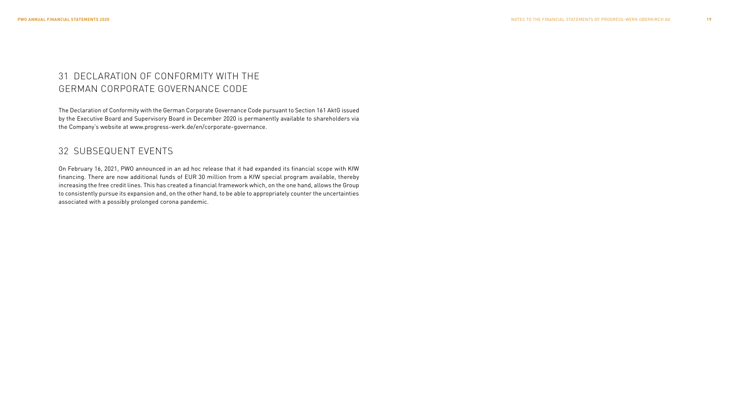## 31 DECLARATION OF CONFORMITY WITH THE GERMAN CORPORATE GOVERNANCE CODE

The Declaration of Conformity with the German Corporate Governance Code pursuant to Section 161 AktG issued by the Executive Board and Supervisory Board in December 2020 is permanently available to shareholders via the Company's website at www.progress-werk.de/en/corporate-governance.

## 32 SUBSEQUENT EVENTS

On February 16, 2021, PWO announced in an ad hoc release that it had expanded its financial scope with KfW financing. There are now additional funds of EUR 30 million from a KfW special program available, thereby increasing the free credit lines. This has created a financial framework which, on the one hand, allows the Group to consistently pursue its expansion and, on the other hand, to be able to appropriately counter the uncertainties associated with a possibly prolonged corona pandemic.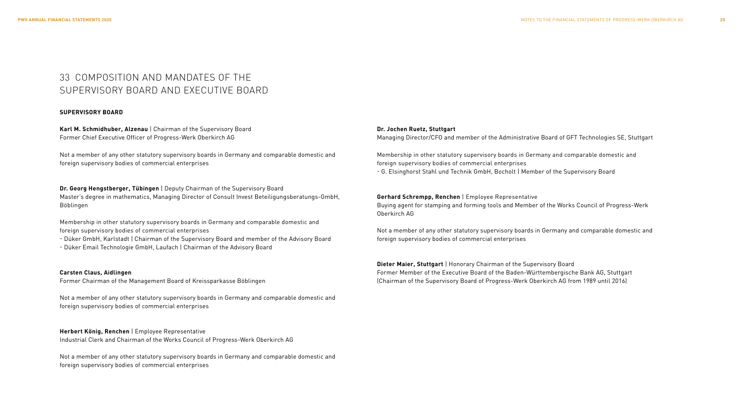# 33 COMPOSITION AND MANDATES OF THE SUPERVISORY BOARD AND EXECUTIVE BOARD

## SUPERVISORY BOARD

**Karl M. Schmidhuber, Alzenau** | Chairman of the Supervisory Board
Former Chief Executive Officer of Progress-Werk Oberkirch AG

Not a member of any other statutory supervisory boards in Germany and comparable domestic and foreign supervisory bodies of commercial enterprises

**Dr. Georg Hengstberger, Tübingen** | Deputy Chairman of the Supervisory Board
Master's degree in mathematics, Managing Director of Consult Invest Beteiligungsberatungs-GmbH, Böblingen

Membership in other statutory supervisory boards in Germany and comparable domestic and foreign supervisory bodies of commercial enterprises
- Düker GmbH, Karlstadt | Chairman of the Supervisory Board and member of the Advisory Board
- Düker Email Technologie GmbH, Laufach | Chairman of the Advisory Board

**Carsten Claus, Aidlingen**
Former Chairman of the Management Board of Kreissparkasse Böblingen

Not a member of any other statutory supervisory boards in Germany and comparable domestic and foreign supervisory bodies of commercial enterprises

**Herbert König, Renchen** | Employee Representative
Industrial Clerk and Chairman of the Works Council of Progress-Werk Oberkirch AG

Not a member of any other statutory supervisory boards in Germany and comparable domestic and foreign supervisory bodies of commercial enterprises

**Dr. Jochen Ruetz, Stuttgart**
Managing Director/CFO and member of the Administrative Board of GFT Technologies SE, Stuttgart

Membership in other statutory supervisory boards in Germany and comparable domestic and foreign supervisory bodies of commercial enterprises
- G. Elsinghorst Stahl und Technik GmbH, Bocholt | Member of the Supervisory Board

**Gerhard Schrempp, Renchen** | Employee Representative
Buying agent for stamping and forming tools and Member of the Works Council of Progress-Werk Oberkirch AG

Not a member of any other statutory supervisory boards in Germany and comparable domestic and foreign supervisory bodies of commercial enterprises

**Dieter Maier, Stuttgart** | Honorary Chairman of the Supervisory Board
Former Member of the Executive Board of the Baden-Württembergische Bank AG, Stuttgart (Chairman of the Supervisory Board of Progress-Werk Oberkirch AG from 1989 until 2016)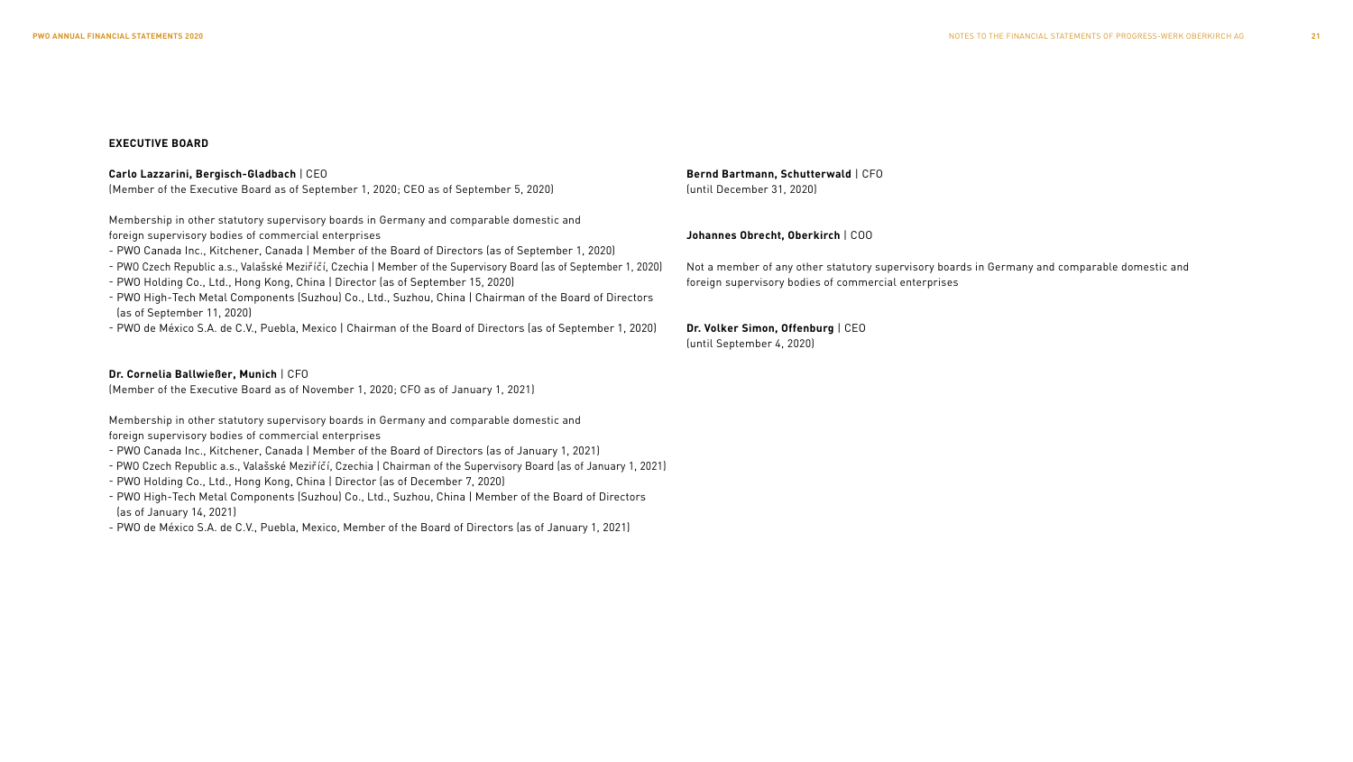## EXECUTIVE BOARD

**Carlo Lazzarini, Bergisch-Gladbach** | CEO
(Member of the Executive Board as of September 1, 2020; CEO as of September 5, 2020)

Membership in other statutory supervisory boards in Germany and comparable domestic and foreign supervisory bodies of commercial enterprises

- PWO Canada Inc., Kitchener, Canada | Member of the Board of Directors (as of September 1, 2020)
- PWO Czech Republic a.s., Valašské Meziříčí, Czechia | Member of the Supervisory Board (as of September 1, 2020)
- PWO Holding Co., Ltd., Hong Kong, China | Director (as of September 15, 2020)
- PWO High-Tech Metal Components (Suzhou) Co., Ltd., Suzhou, China | Chairman of the Board of Directors (as of September 11, 2020)
- PWO de México S.A. de C.V., Puebla, Mexico | Chairman of the Board of Directors (as of September 1, 2020)

**Dr. Cornelia Ballwießer, Munich** | CFO
(Member of the Executive Board as of November 1, 2020; CFO as of January 1, 2021)

Membership in other statutory supervisory boards in Germany and comparable domestic and foreign supervisory bodies of commercial enterprises

- PWO Canada Inc., Kitchener, Canada | Member of the Board of Directors (as of January 1, 2021)
- PWO Czech Republic a.s., Valašské Meziříčí, Czechia | Chairman of the Supervisory Board (as of January 1, 2021)
- PWO Holding Co., Ltd., Hong Kong, China | Director (as of December 7, 2020)
- PWO High-Tech Metal Components (Suzhou) Co., Ltd., Suzhou, China | Member of the Board of Directors (as of January 14, 2021)
- PWO de México S.A. de C.V., Puebla, Mexico, Member of the Board of Directors (as of January 1, 2021)

**Bernd Bartmann, Schutterwald** | CFO
(until December 31, 2020)

**Johannes Obrecht, Oberkirch** | COO

Not a member of any other statutory supervisory boards in Germany and comparable domestic and foreign supervisory bodies of commercial enterprises

**Dr. Volker Simon, Offenburg** | CEO
(until September 4, 2020)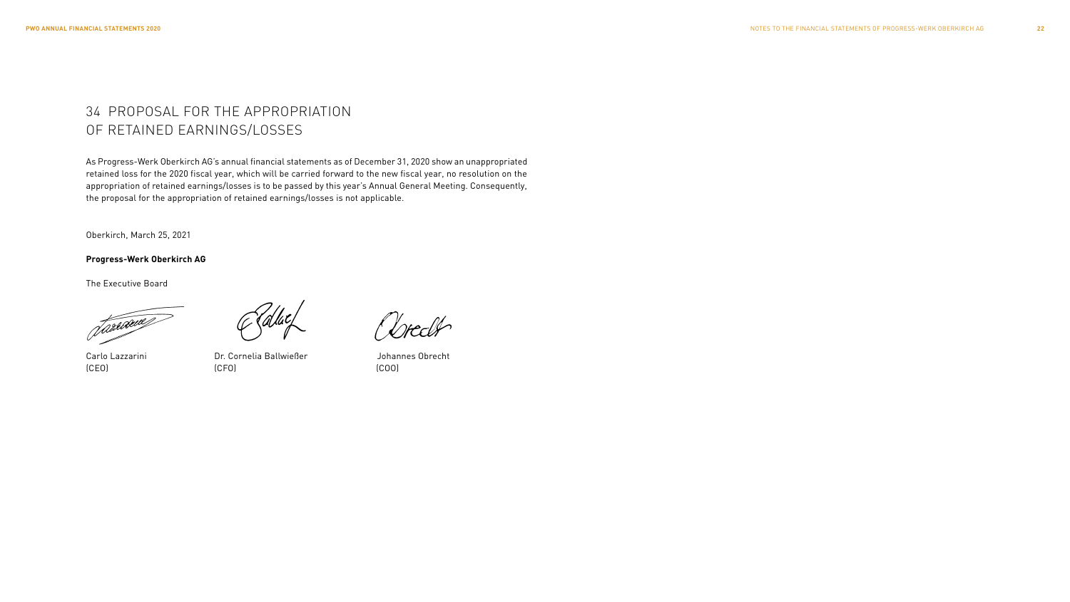## 34 PROPOSAL FOR THE APPROPRIATION OF RETAINED EARNINGS/LOSSES

As Progress-Werk Oberkirch AG's annual financial statements as of December 31, 2020 show an unappropriated retained loss for the 2020 fiscal year, which will be carried forward to the new fiscal year, no resolution on the appropriation of retained earnings/losses is to be passed by this year's Annual General Meeting. Consequently, the proposal for the appropriation of retained earnings/losses is not applicable.

Oberkirch, March 25, 2021

**Progress-Werk Oberkirch AG**

The Executive Board

Carlo Lazzarini
(CEO)

Dr. Cornelia Ballwießer
(CFO)

Johannes Obrecht
(COO)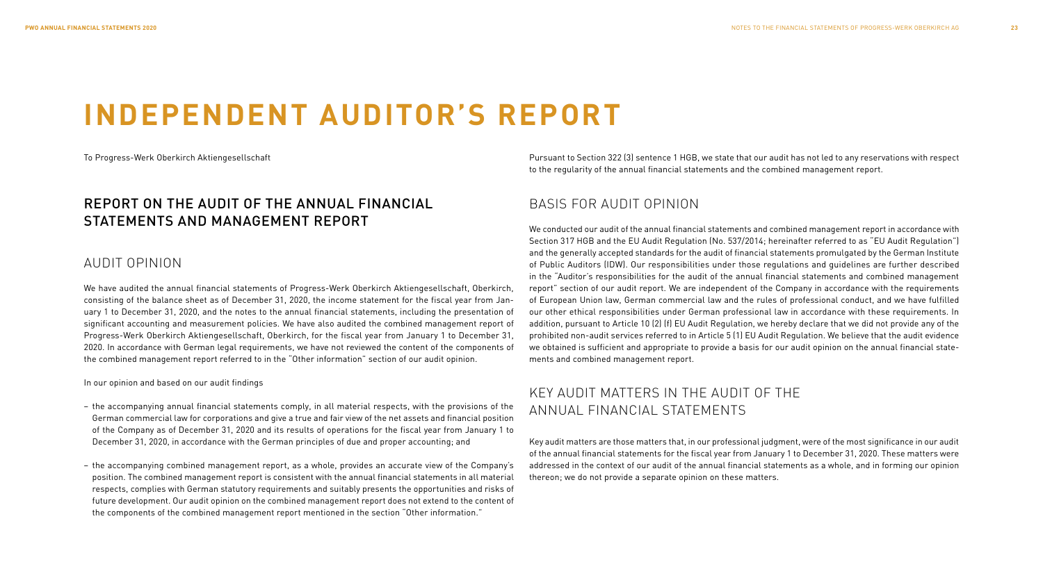# INDEPENDENT AUDITOR'S REPORT

To Progress-Werk Oberkirch Aktiengesellschaft

## REPORT ON THE AUDIT OF THE ANNUAL FINANCIAL STATEMENTS AND MANAGEMENT REPORT

### AUDIT OPINION

We have audited the annual financial statements of Progress-Werk Oberkirch Aktiengesellschaft, Oberkirch, consisting of the balance sheet as of December 31, 2020, the income statement for the fiscal year from January 1 to December 31, 2020, and the notes to the annual financial statements, including the presentation of significant accounting and measurement policies. We have also audited the combined management report of Progress-Werk Oberkirch Aktiengesellschaft, Oberkirch, for the fiscal year from January 1 to December 31, 2020. In accordance with German legal requirements, we have not reviewed the content of the components of the combined management report referred to in the "Other information" section of our audit opinion.

In our opinion and based on our audit findings

- the accompanying annual financial statements comply, in all material respects, with the provisions of the German commercial law for corporations and give a true and fair view of the net assets and financial position of the Company as of December 31, 2020 and its results of operations for the fiscal year from January 1 to December 31, 2020, in accordance with the German principles of due and proper accounting; and

- the accompanying combined management report, as a whole, provides an accurate view of the Company's position. The combined management report is consistent with the annual financial statements in all material respects, complies with German statutory requirements and suitably presents the opportunities and risks of future development. Our audit opinion on the combined management report does not extend to the content of the components of the combined management report mentioned in the section "Other information."

Pursuant to Section 322 (3) sentence 1 HGB, we state that our audit has not led to any reservations with respect to the regularity of the annual financial statements and the combined management report.

### BASIS FOR AUDIT OPINION

We conducted our audit of the annual financial statements and combined management report in accordance with Section 317 HGB and the EU Audit Regulation (No. 537/2014; hereinafter referred to as "EU Audit Regulation") and the generally accepted standards for the audit of financial statements promulgated by the German Institute of Public Auditors (IDW). Our responsibilities under those regulations and guidelines are further described in the "Auditor's responsibilities for the audit of the annual financial statements and combined management report" section of our audit report. We are independent of the Company in accordance with the requirements of European Union law, German commercial law and the rules of professional conduct, and we have fulfilled our other ethical responsibilities under German professional law in accordance with these requirements. In addition, pursuant to Article 10 (2) (f) EU Audit Regulation, we hereby declare that we did not provide any of the prohibited non-audit services referred to in Article 5 (1) EU Audit Regulation. We believe that the audit evidence we obtained is sufficient and appropriate to provide a basis for our audit opinion on the annual financial statements and combined management report.

### KEY AUDIT MATTERS IN THE AUDIT OF THE ANNUAL FINANCIAL STATEMENTS

Key audit matters are those matters that, in our professional judgment, were of the most significance in our audit of the annual financial statements for the fiscal year from January 1 to December 31, 2020. These matters were addressed in the context of our audit of the annual financial statements as a whole, and in forming our opinion thereon; we do not provide a separate opinion on these matters.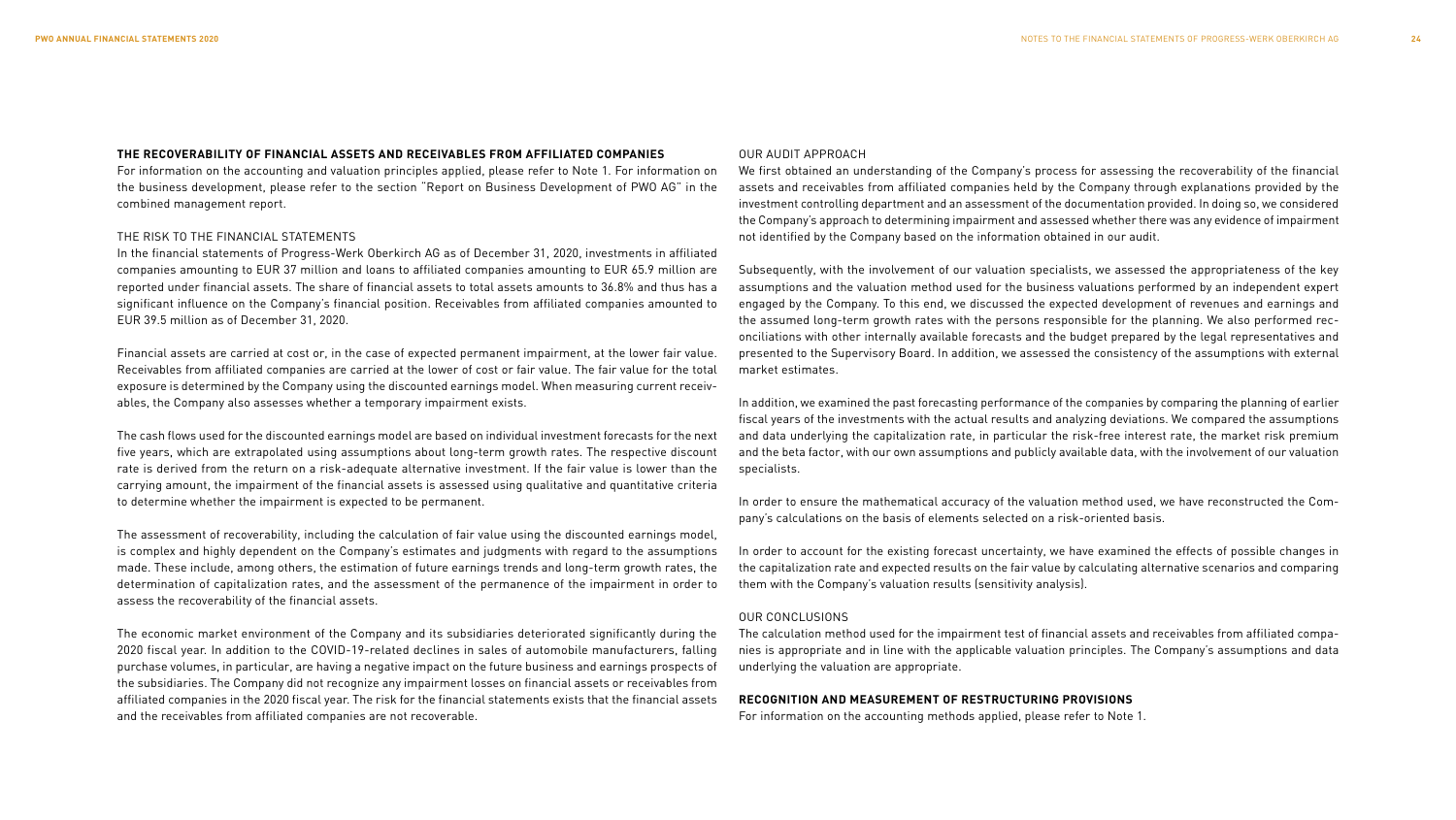### THE RECOVERABILITY OF FINANCIAL ASSETS AND RECEIVABLES FROM AFFILIATED COMPANIES

For information on the accounting and valuation principles applied, please refer to Note 1. For information on the business development, please refer to the section "Report on Business Development of PWO AG" in the combined management report.

#### THE RISK TO THE FINANCIAL STATEMENTS

In the financial statements of Progress-Werk Oberkirch AG as of December 31, 2020, investments in affiliated companies amounting to EUR 37 million and loans to affiliated companies amounting to EUR 65.9 million are reported under financial assets. The share of financial assets to total assets amounts to 36.8% and thus has a significant influence on the Company's financial position. Receivables from affiliated companies amounted to EUR 39.5 million as of December 31, 2020.

Financial assets are carried at cost or, in the case of expected permanent impairment, at the lower fair value. Receivables from affiliated companies are carried at the lower of cost or fair value. The fair value for the total exposure is determined by the Company using the discounted earnings model. When measuring current receivables, the Company also assesses whether a temporary impairment exists.

The cash flows used for the discounted earnings model are based on individual investment forecasts for the next five years, which are extrapolated using assumptions about long-term growth rates. The respective discount rate is derived from the return on a risk-adequate alternative investment. If the fair value is lower than the carrying amount, the impairment of the financial assets is assessed using qualitative and quantitative criteria to determine whether the impairment is expected to be permanent.

The assessment of recoverability, including the calculation of fair value using the discounted earnings model, is complex and highly dependent on the Company's estimates and judgments with regard to the assumptions made. These include, among others, the estimation of future earnings trends and long-term growth rates, the determination of capitalization rates, and the assessment of the permanence of the impairment in order to assess the recoverability of the financial assets.

The economic market environment of the Company and its subsidiaries deteriorated significantly during the 2020 fiscal year. In addition to the COVID-19-related declines in sales of automobile manufacturers, falling purchase volumes, in particular, are having a negative impact on the future business and earnings prospects of the subsidiaries. The Company did not recognize any impairment losses on financial assets or receivables from affiliated companies in the 2020 fiscal year. The risk for the financial statements exists that the financial assets and the receivables from affiliated companies are not recoverable.

#### OUR AUDIT APPROACH

We first obtained an understanding of the Company's process for assessing the recoverability of the financial assets and receivables from affiliated companies held by the Company through explanations provided by the investment controlling department and an assessment of the documentation provided. In doing so, we considered the Company's approach to determining impairment and assessed whether there was any evidence of impairment not identified by the Company based on the information obtained in our audit.

Subsequently, with the involvement of our valuation specialists, we assessed the appropriateness of the key assumptions and the valuation method used for the business valuations performed by an independent expert engaged by the Company. To this end, we discussed the expected development of revenues and earnings and the assumed long-term growth rates with the persons responsible for the planning. We also performed reconciliations with other internally available forecasts and the budget prepared by the legal representatives and presented to the Supervisory Board. In addition, we assessed the consistency of the assumptions with external market estimates.

In addition, we examined the past forecasting performance of the companies by comparing the planning of earlier fiscal years of the investments with the actual results and analyzing deviations. We compared the assumptions and data underlying the capitalization rate, in particular the risk-free interest rate, the market risk premium and the beta factor, with our own assumptions and publicly available data, with the involvement of our valuation specialists.

In order to ensure the mathematical accuracy of the valuation method used, we have reconstructed the Company's calculations on the basis of elements selected on a risk-oriented basis.

In order to account for the existing forecast uncertainty, we have examined the effects of possible changes in the capitalization rate and expected results on the fair value by calculating alternative scenarios and comparing them with the Company's valuation results (sensitivity analysis).

#### OUR CONCLUSIONS

The calculation method used for the impairment test of financial assets and receivables from affiliated companies is appropriate and in line with the applicable valuation principles. The Company's assumptions and data underlying the valuation are appropriate.

### RECOGNITION AND MEASUREMENT OF RESTRUCTURING PROVISIONS

For information on the accounting methods applied, please refer to Note 1.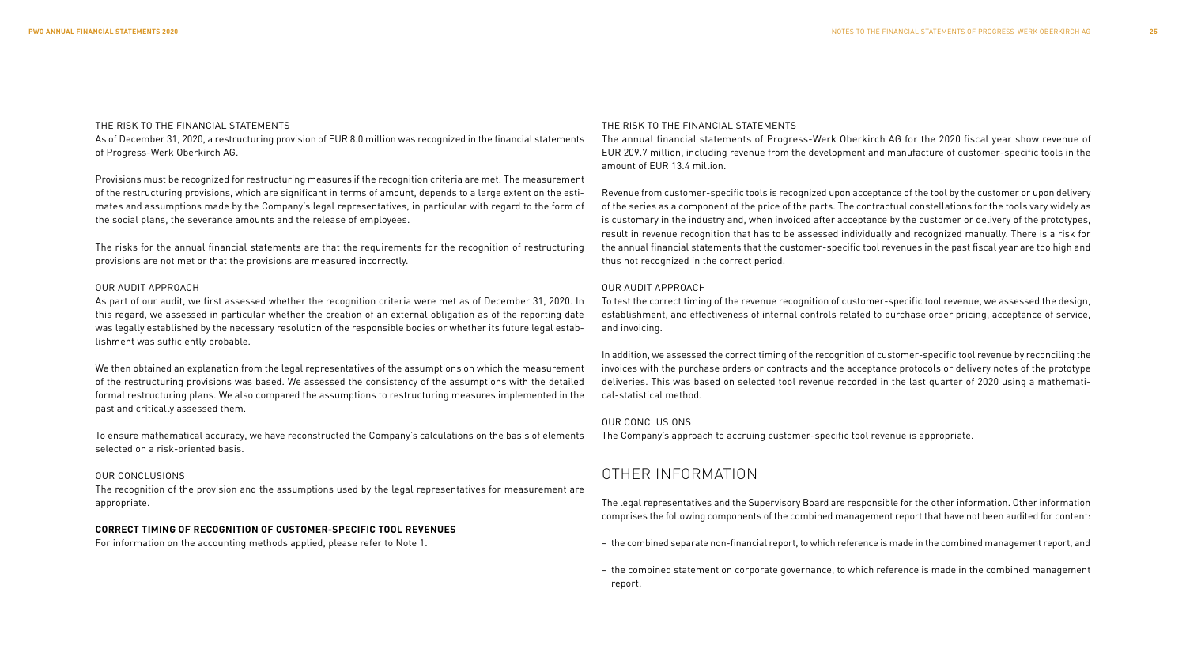THE RISK TO THE FINANCIAL STATEMENTS

As of December 31, 2020, a restructuring provision of EUR 8.0 million was recognized in the financial statements of Progress-Werk Oberkirch AG.

Provisions must be recognized for restructuring measures if the recognition criteria are met. The measurement of the restructuring provisions, which are significant in terms of amount, depends to a large extent on the estimates and assumptions made by the Company's legal representatives, in particular with regard to the form of the social plans, the severance amounts and the release of employees.

The risks for the annual financial statements are that the requirements for the recognition of restructuring provisions are not met or that the provisions are measured incorrectly.

OUR AUDIT APPROACH

As part of our audit, we first assessed whether the recognition criteria were met as of December 31, 2020. In this regard, we assessed in particular whether the creation of an external obligation as of the reporting date was legally established by the necessary resolution of the responsible bodies or whether its future legal establishment was sufficiently probable.

We then obtained an explanation from the legal representatives of the assumptions on which the measurement of the restructuring provisions was based. We assessed the consistency of the assumptions with the detailed formal restructuring plans. We also compared the assumptions to restructuring measures implemented in the past and critically assessed them.

To ensure mathematical accuracy, we have reconstructed the Company's calculations on the basis of elements selected on a risk-oriented basis.

OUR CONCLUSIONS

The recognition of the provision and the assumptions used by the legal representatives for measurement are appropriate.

**CORRECT TIMING OF RECOGNITION OF CUSTOMER-SPECIFIC TOOL REVENUES**

For information on the accounting methods applied, please refer to Note 1.

THE RISK TO THE FINANCIAL STATEMENTS

The annual financial statements of Progress-Werk Oberkirch AG for the 2020 fiscal year show revenue of EUR 209.7 million, including revenue from the development and manufacture of customer-specific tools in the amount of EUR 13.4 million.

Revenue from customer-specific tools is recognized upon acceptance of the tool by the customer or upon delivery of the series as a component of the price of the parts. The contractual constellations for the tools vary widely as is customary in the industry and, when invoiced after acceptance by the customer or delivery of the prototypes, result in revenue recognition that has to be assessed individually and recognized manually. There is a risk for the annual financial statements that the customer-specific tool revenues in the past fiscal year are too high and thus not recognized in the correct period.

OUR AUDIT APPROACH

To test the correct timing of the revenue recognition of customer-specific tool revenue, we assessed the design, establishment, and effectiveness of internal controls related to purchase order pricing, acceptance of service, and invoicing.

In addition, we assessed the correct timing of the recognition of customer-specific tool revenue by reconciling the invoices with the purchase orders or contracts and the acceptance protocols or delivery notes of the prototype deliveries. This was based on selected tool revenue recorded in the last quarter of 2020 using a mathematical-statistical method.

OUR CONCLUSIONS

The Company's approach to accruing customer-specific tool revenue is appropriate.

## OTHER INFORMATION

The legal representatives and the Supervisory Board are responsible for the other information. Other information comprises the following components of the combined management report that have not been audited for content:

- the combined separate non-financial report, to which reference is made in the combined management report, and
- the combined statement on corporate governance, to which reference is made in the combined management report.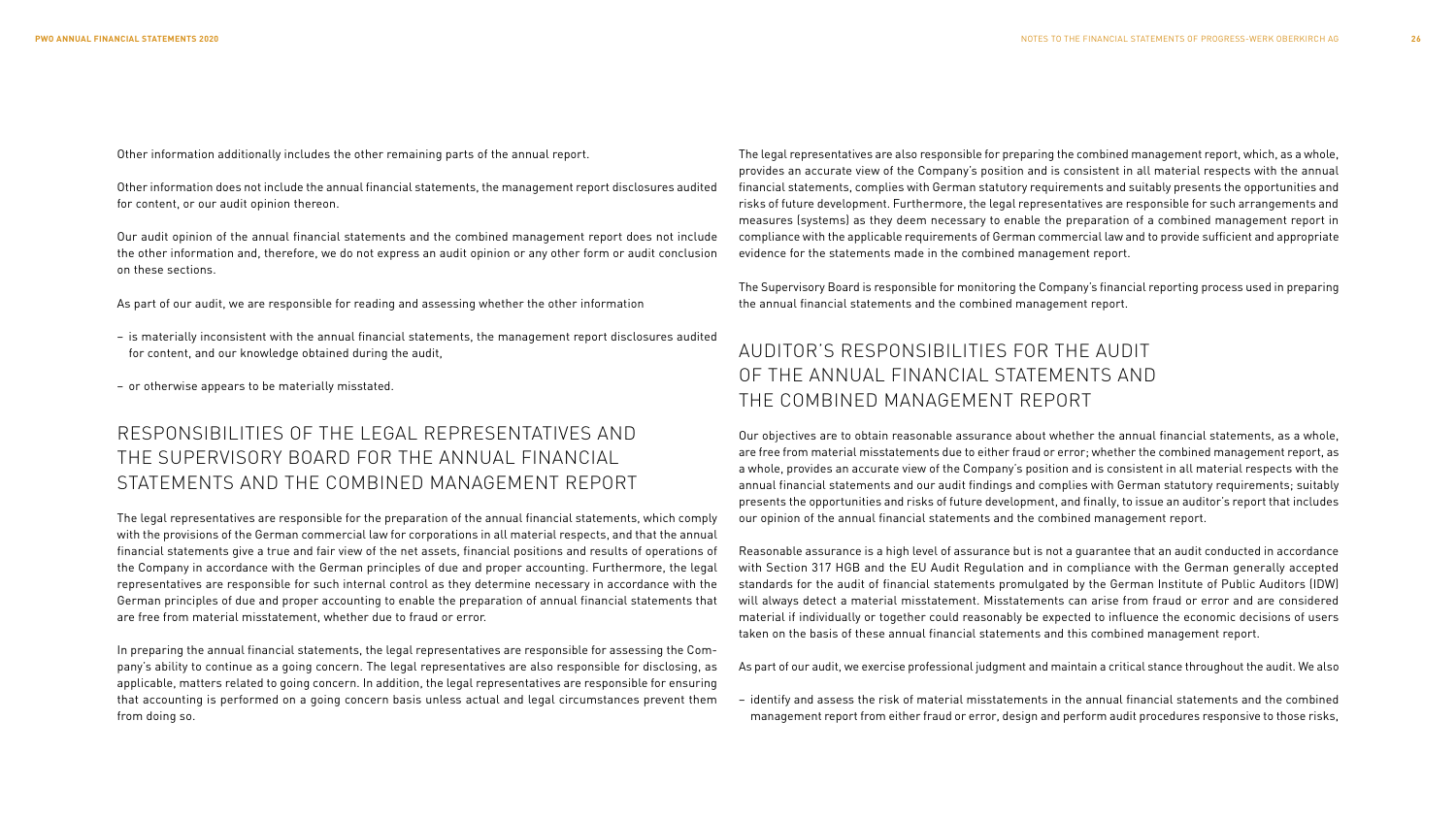Other information additionally includes the other remaining parts of the annual report.

Other information does not include the annual financial statements, the management report disclosures audited for content, or our audit opinion thereon.

Our audit opinion of the annual financial statements and the combined management report does not include the other information and, therefore, we do not express an audit opinion or any other form or audit conclusion on these sections.

As part of our audit, we are responsible for reading and assessing whether the other information

- is materially inconsistent with the annual financial statements, the management report disclosures audited for content, and our knowledge obtained during the audit,
- or otherwise appears to be materially misstated.

## RESPONSIBILITIES OF THE LEGAL REPRESENTATIVES AND THE SUPERVISORY BOARD FOR THE ANNUAL FINANCIAL STATEMENTS AND THE COMBINED MANAGEMENT REPORT

The legal representatives are responsible for the preparation of the annual financial statements, which comply with the provisions of the German commercial law for corporations in all material respects, and that the annual financial statements give a true and fair view of the net assets, financial positions and results of operations of the Company in accordance with the German principles of due and proper accounting. Furthermore, the legal representatives are responsible for such internal control as they determine necessary in accordance with the German principles of due and proper accounting to enable the preparation of annual financial statements that are free from material misstatement, whether due to fraud or error.

In preparing the annual financial statements, the legal representatives are responsible for assessing the Company's ability to continue as a going concern. The legal representatives are also responsible for disclosing, as applicable, matters related to going concern. In addition, the legal representatives are responsible for ensuring that accounting is performed on a going concern basis unless actual and legal circumstances prevent them from doing so.

The legal representatives are also responsible for preparing the combined management report, which, as a whole, provides an accurate view of the Company's position and is consistent in all material respects with the annual financial statements, complies with German statutory requirements and suitably presents the opportunities and risks of future development. Furthermore, the legal representatives are responsible for such arrangements and measures (systems) as they deem necessary to enable the preparation of a combined management report in compliance with the applicable requirements of German commercial law and to provide sufficient and appropriate evidence for the statements made in the combined management report.

The Supervisory Board is responsible for monitoring the Company's financial reporting process used in preparing the annual financial statements and the combined management report.

## AUDITOR'S RESPONSIBILITIES FOR THE AUDIT OF THE ANNUAL FINANCIAL STATEMENTS AND THE COMBINED MANAGEMENT REPORT

Our objectives are to obtain reasonable assurance about whether the annual financial statements, as a whole, are free from material misstatements due to either fraud or error; whether the combined management report, as a whole, provides an accurate view of the Company's position and is consistent in all material respects with the annual financial statements and our audit findings and complies with German statutory requirements; suitably presents the opportunities and risks of future development, and finally, to issue an auditor's report that includes our opinion of the annual financial statements and the combined management report.

Reasonable assurance is a high level of assurance but is not a guarantee that an audit conducted in accordance with Section 317 HGB and the EU Audit Regulation and in compliance with the German generally accepted standards for the audit of financial statements promulgated by the German Institute of Public Auditors (IDW) will always detect a material misstatement. Misstatements can arise from fraud or error and are considered material if individually or together could reasonably be expected to influence the economic decisions of users taken on the basis of these annual financial statements and this combined management report.

As part of our audit, we exercise professional judgment and maintain a critical stance throughout the audit. We also

- identify and assess the risk of material misstatements in the annual financial statements and the combined management report from either fraud or error, design and perform audit procedures responsive to those risks,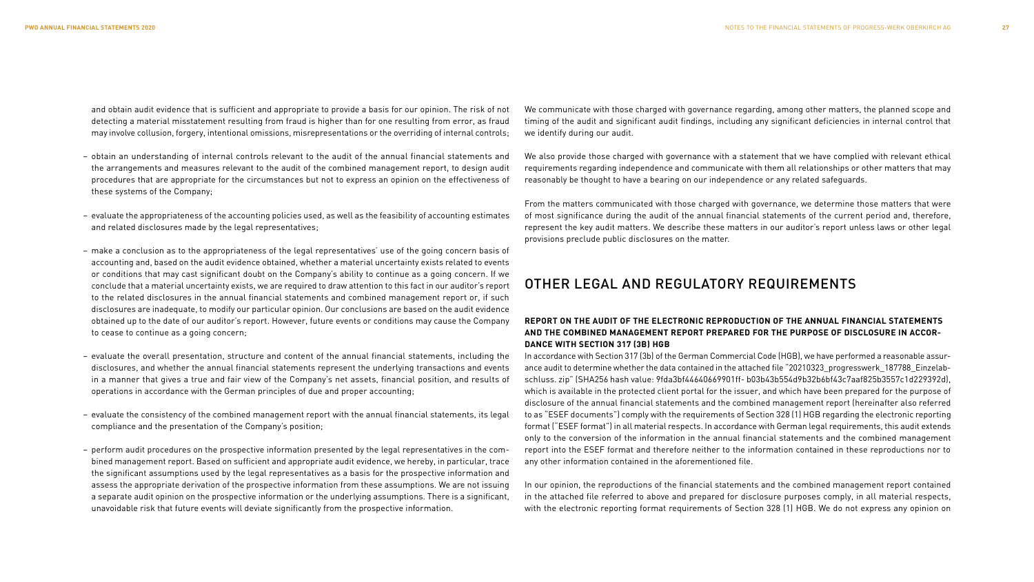and obtain audit evidence that is sufficient and appropriate to provide a basis for our opinion. The risk of not detecting a material misstatement resulting from fraud is higher than for one resulting from error, as fraud may involve collusion, forgery, intentional omissions, misrepresentations or the overriding of internal controls;

– obtain an understanding of internal controls relevant to the audit of the annual financial statements and the arrangements and measures relevant to the audit of the combined management report, to design audit procedures that are appropriate for the circumstances but not to express an opinion on the effectiveness of these systems of the Company;

– evaluate the appropriateness of the accounting policies used, as well as the feasibility of accounting estimates and related disclosures made by the legal representatives;

– make a conclusion as to the appropriateness of the legal representatives' use of the going concern basis of accounting and, based on the audit evidence obtained, whether a material uncertainty exists related to events or conditions that may cast significant doubt on the Company's ability to continue as a going concern. If we conclude that a material uncertainty exists, we are required to draw attention to this fact in our auditor's report to the related disclosures in the annual financial statements and combined management report or, if such disclosures are inadequate, to modify our particular opinion. Our conclusions are based on the audit evidence obtained up to the date of our auditor's report. However, future events or conditions may cause the Company to cease to continue as a going concern;

– evaluate the overall presentation, structure and content of the annual financial statements, including the disclosures, and whether the annual financial statements represent the underlying transactions and events in a manner that gives a true and fair view of the Company's net assets, financial position, and results of operations in accordance with the German principles of due and proper accounting;

– evaluate the consistency of the combined management report with the annual financial statements, its legal compliance and the presentation of the Company's position;

– perform audit procedures on the prospective information presented by the legal representatives in the combined management report. Based on sufficient and appropriate audit evidence, we hereby, in particular, trace the significant assumptions used by the legal representatives as a basis for the prospective information and assess the appropriate derivation of the prospective information from these assumptions. We are not issuing a separate audit opinion on the prospective information or the underlying assumptions. There is a significant, unavoidable risk that future events will deviate significantly from the prospective information.

We communicate with those charged with governance regarding, among other matters, the planned scope and timing of the audit and significant audit findings, including any significant deficiencies in internal control that we identify during our audit.

We also provide those charged with governance with a statement that we have complied with relevant ethical requirements regarding independence and communicate with them all relationships or other matters that may reasonably be thought to have a bearing on our independence or any related safeguards.

From the matters communicated with those charged with governance, we determine those matters that were of most significance during the audit of the annual financial statements of the current period and, therefore, represent the key audit matters. We describe these matters in our auditor's report unless laws or other legal provisions preclude public disclosures on the matter.

## OTHER LEGAL AND REGULATORY REQUIREMENTS

### REPORT ON THE AUDIT OF THE ELECTRONIC REPRODUCTION OF THE ANNUAL FINANCIAL STATEMENTS AND THE COMBINED MANAGEMENT REPORT PREPARED FOR THE PURPOSE OF DISCLOSURE IN ACCORDANCE WITH SECTION 317 (3B) HGB

In accordance with Section 317 (3b) of the German Commercial Code (HGB), we have performed a reasonable assurance audit to determine whether the data contained in the attached file "20210323_progresswerk_187788_Einzelabschluss. zip" (SHA256 hash value: 9fda3bf44640669901ff- b03b43b554d9b32b6bf43c7aaf825b3557c1d229392d), which is available in the protected client portal for the issuer, and which have been prepared for the purpose of disclosure of the annual financial statements and the combined management report (hereinafter also referred to as "ESEF documents") comply with the requirements of Section 328 (1) HGB regarding the electronic reporting format ("ESEF format") in all material respects. In accordance with German legal requirements, this audit extends only to the conversion of the information in the annual financial statements and the combined management report into the ESEF format and therefore neither to the information contained in these reproductions nor to any other information contained in the aforementioned file.

In our opinion, the reproductions of the financial statements and the combined management report contained in the attached file referred to above and prepared for disclosure purposes comply, in all material respects, with the electronic reporting format requirements of Section 328 (1) HGB. We do not express any opinion on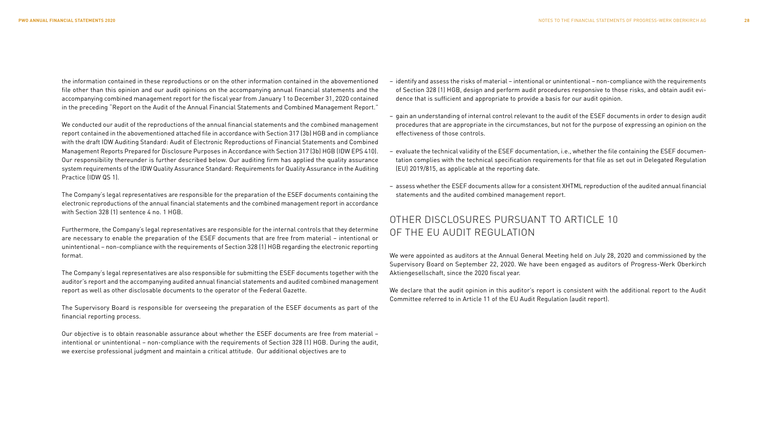the information contained in these reproductions or on the other information contained in the abovementioned file other than this opinion and our audit opinions on the accompanying annual financial statements and the accompanying combined management report for the fiscal year from January 1 to December 31, 2020 contained in the preceding "Report on the Audit of the Annual Financial Statements and Combined Management Report."

We conducted our audit of the reproductions of the annual financial statements and the combined management report contained in the abovementioned attached file in accordance with Section 317 (3b) HGB and in compliance with the draft IDW Auditing Standard: Audit of Electronic Reproductions of Financial Statements and Combined Management Reports Prepared for Disclosure Purposes in Accordance with Section 317 (3b) HGB (IDW EPS 410). Our responsibility thereunder is further described below. Our auditing firm has applied the quality assurance system requirements of the IDW Quality Assurance Standard: Requirements for Quality Assurance in the Auditing Practice (IDW QS 1).

The Company's legal representatives are responsible for the preparation of the ESEF documents containing the electronic reproductions of the annual financial statements and the combined management report in accordance with Section 328 (1) sentence 4 no. 1 HGB.

Furthermore, the Company's legal representatives are responsible for the internal controls that they determine are necessary to enable the preparation of the ESEF documents that are free from material – intentional or unintentional – non-compliance with the requirements of Section 328 (1) HGB regarding the electronic reporting format.

The Company's legal representatives are also responsible for submitting the ESEF documents together with the auditor's report and the accompanying audited annual financial statements and audited combined management report as well as other disclosable documents to the operator of the Federal Gazette.

The Supervisory Board is responsible for overseeing the preparation of the ESEF documents as part of the financial reporting process.

Our objective is to obtain reasonable assurance about whether the ESEF documents are free from material – intentional or unintentional – non-compliance with the requirements of Section 328 (1) HGB. During the audit, we exercise professional judgment and maintain a critical attitude. Our additional objectives are to

- identify and assess the risks of material – intentional or unintentional – non-compliance with the requirements of Section 328 (1) HGB, design and perform audit procedures responsive to those risks, and obtain audit evidence that is sufficient and appropriate to provide a basis for our audit opinion.
- gain an understanding of internal control relevant to the audit of the ESEF documents in order to design audit procedures that are appropriate in the circumstances, but not for the purpose of expressing an opinion on the effectiveness of those controls.
- evaluate the technical validity of the ESEF documentation, i.e., whether the file containing the ESEF documentation complies with the technical specification requirements for that file as set out in Delegated Regulation (EU) 2019/815, as applicable at the reporting date.
- assess whether the ESEF documents allow for a consistent XHTML reproduction of the audited annual financial statements and the audited combined management report.

## OTHER DISCLOSURES PURSUANT TO ARTICLE 10 OF THE EU AUDIT REGULATION

We were appointed as auditors at the Annual General Meeting held on July 28, 2020 and commissioned by the Supervisory Board on September 22, 2020. We have been engaged as auditors of Progress-Werk Oberkirch Aktiengesellschaft, since the 2020 fiscal year.

We declare that the audit opinion in this auditor's report is consistent with the additional report to the Audit Committee referred to in Article 11 of the EU Audit Regulation (audit report).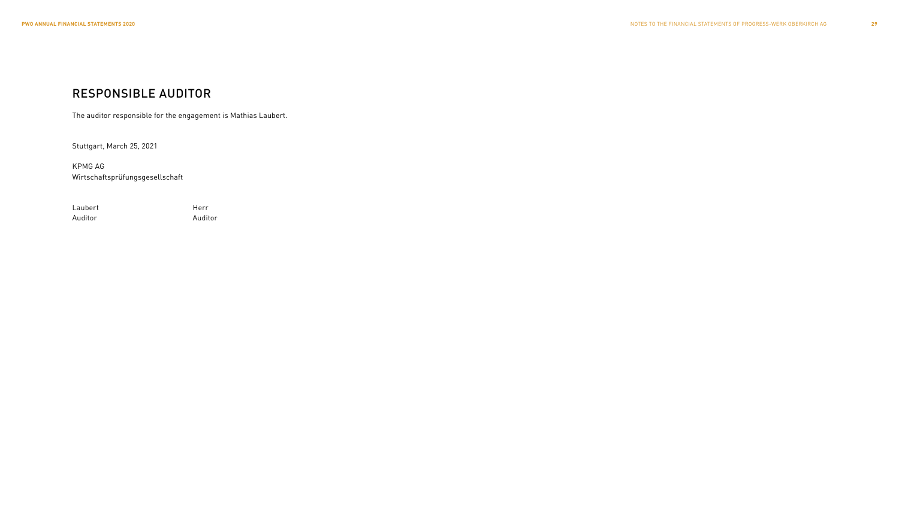## RESPONSIBLE AUDITOR

The auditor responsible for the engagement is Mathias Laubert.

Stuttgart, March 25, 2021

KPMG AG
Wirtschaftsprüfungsgesellschaft

| Laubert | Herr |
|---|---|
| Auditor | Auditor |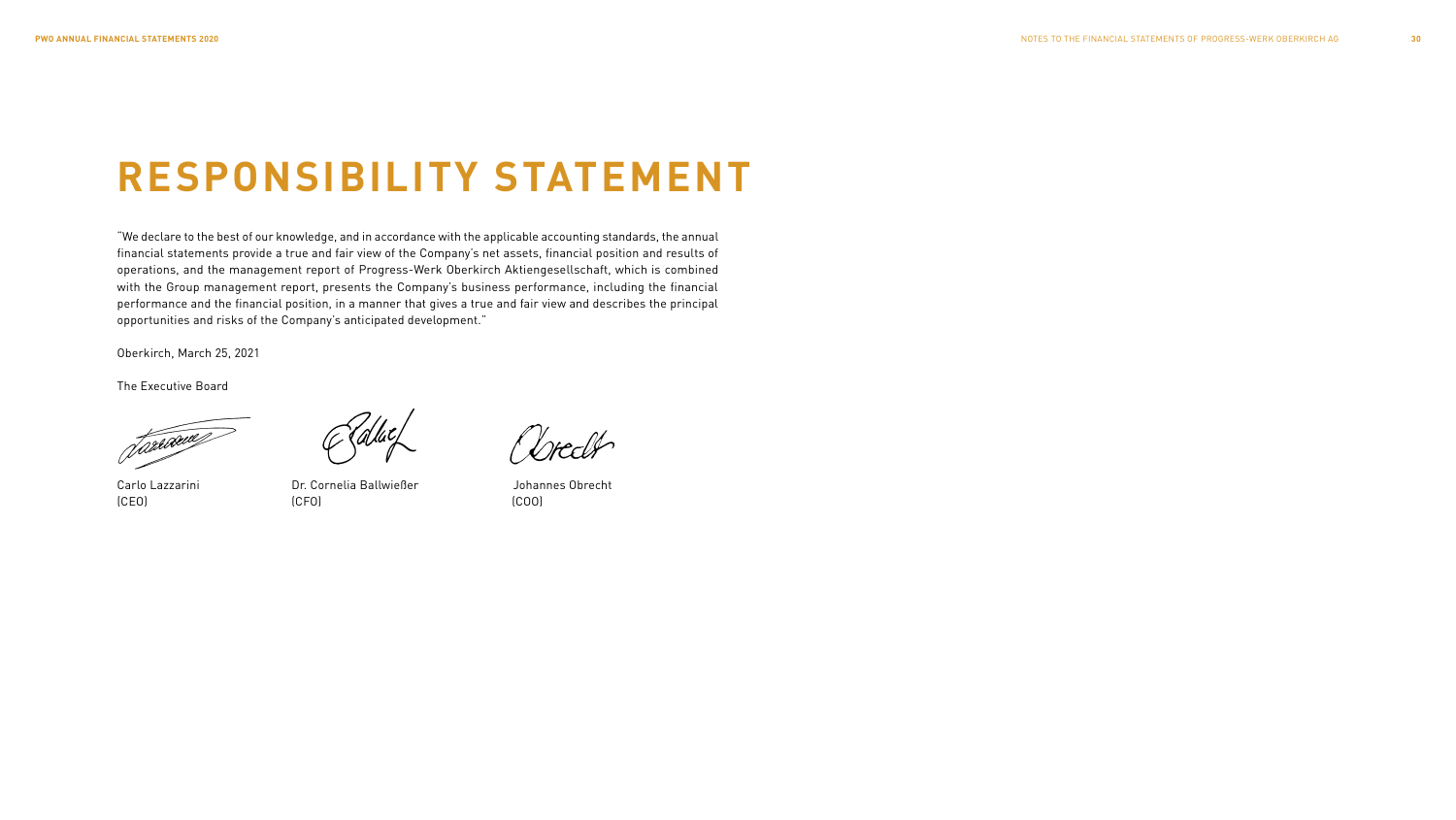# RESPONSIBILITY STATEMENT

"We declare to the best of our knowledge, and in accordance with the applicable accounting standards, the annual financial statements provide a true and fair view of the Company's net assets, financial position and results of operations, and the management report of Progress-Werk Oberkirch Aktiengesellschaft, which is combined with the Group management report, presents the Company's business performance, including the financial performance and the financial position, in a manner that gives a true and fair view and describes the principal opportunities and risks of the Company's anticipated development."

Oberkirch, March 25, 2021

The Executive Board

| Carlo Lazzarini | Dr. Cornelia Ballwießer | Johannes Obrecht |
|---|---|---|
| (CEO) | (CFO) | (COO) |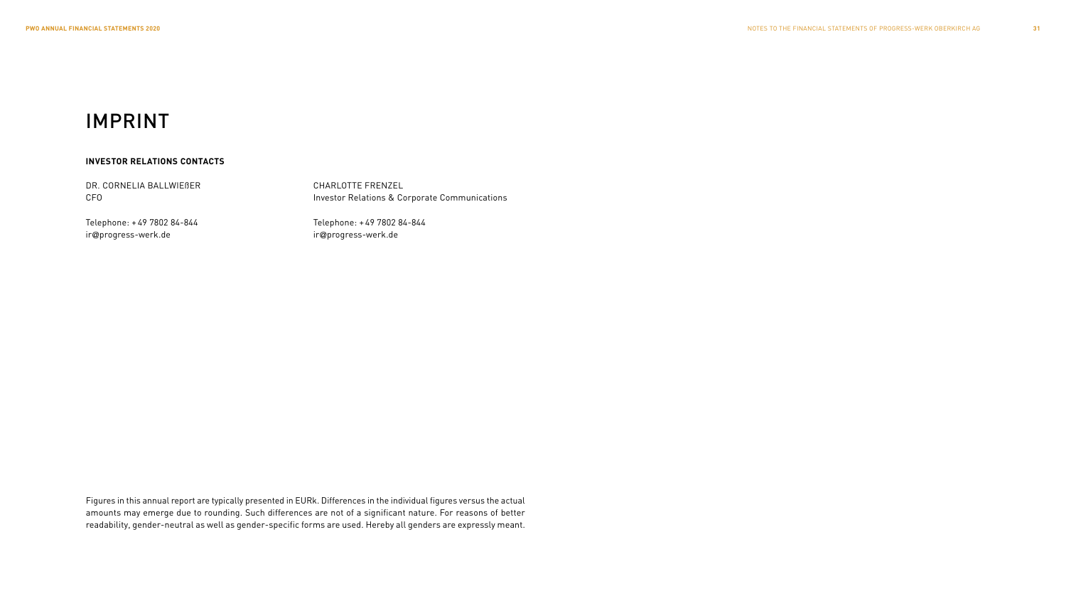# IMPRINT

**INVESTOR RELATIONS CONTACTS**

DR. CORNELIA BALLWIEẞER
CFO

Telephone: + 49 7802 84-844
ir@progress-werk.de

CHARLOTTE FRENZEL
Investor Relations & Corporate Communications

Telephone: + 49 7802 84-844
ir@progress-werk.de

Figures in this annual report are typically presented in EURk. Differences in the individual figures versus the actual amounts may emerge due to rounding. Such differences are not of a significant nature. For reasons of better readability, gender-neutral as well as gender-specific forms are used. Hereby all genders are expressly meant.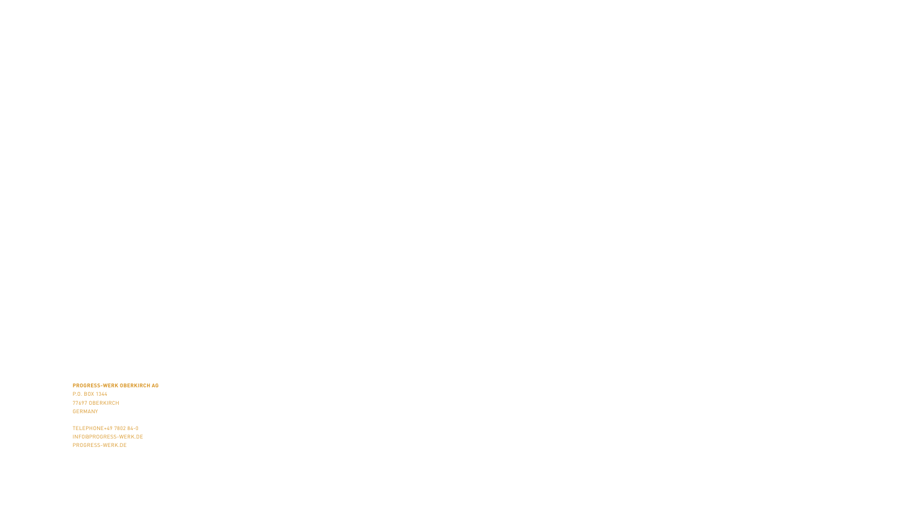**PROGRESS-WERK OBERKIRCH AG**
P.O. BOX 1344
77697 OBERKIRCH
GERMANY

TELEPHONE+49 7802 84-0
INFO@PROGRESS-WERK.DE
PROGRESS-WERK.DE